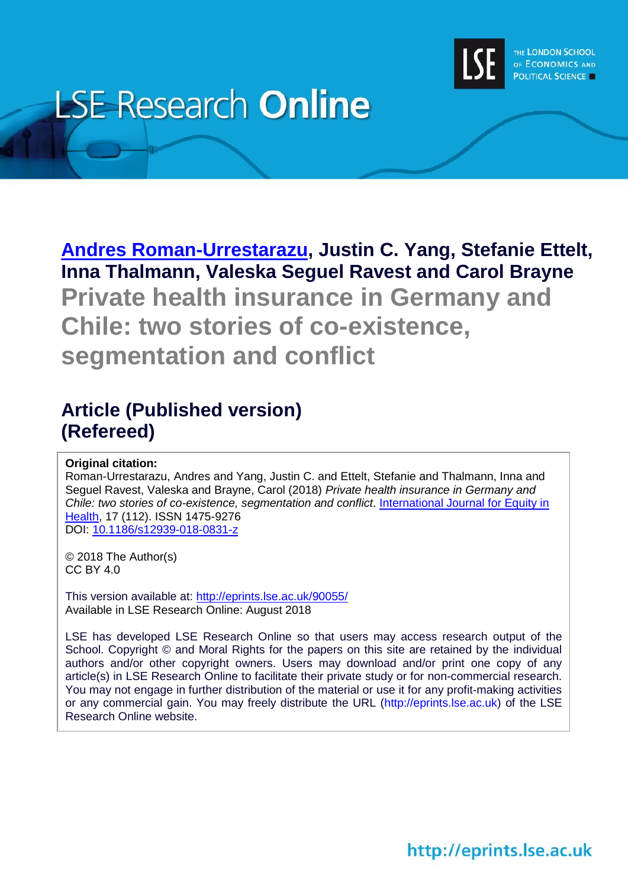LSE Research **Online**

THE LONDON SCHOOL OF ECONOMICS AND POLITICAL SCIENCE

**Andres Roman-Urrestarazu, Justin C. Yang, Stefanie Ettelt, Inna Thalmann, Valeska Seguel Ravest and Carol Brayne**

# Private health insurance in Germany and Chile: two stories of co-existence, segmentation and conflict

## Article (Published version) (Refereed)

**Original citation:**
Roman-Urrestarazu, Andres and Yang, Justin C. and Ettelt, Stefanie and Thalmann, Inna and Seguel Ravest, Valeska and Brayne, Carol (2018) *Private health insurance in Germany and Chile: two stories of co-existence, segmentation and conflict*. International Journal for Equity in Health, 17 (112). ISSN 1475-9276
DOI: 10.1186/s12939-018-0831-z

© 2018 The Author(s)
CC BY 4.0

This version available at: http://eprints.lse.ac.uk/90055/
Available in LSE Research Online: August 2018

LSE has developed LSE Research Online so that users may access research output of the School. Copyright © and Moral Rights for the papers on this site are retained by the individual authors and/or other copyright owners. Users may download and/or print one copy of any article(s) in LSE Research Online to facilitate their private study or for non-commercial research. You may not engage in further distribution of the material or use it for any profit-making activities or any commercial gain. You may freely distribute the URL (http://eprints.lse.ac.uk) of the LSE Research Online website.

http://eprints.lse.ac.uk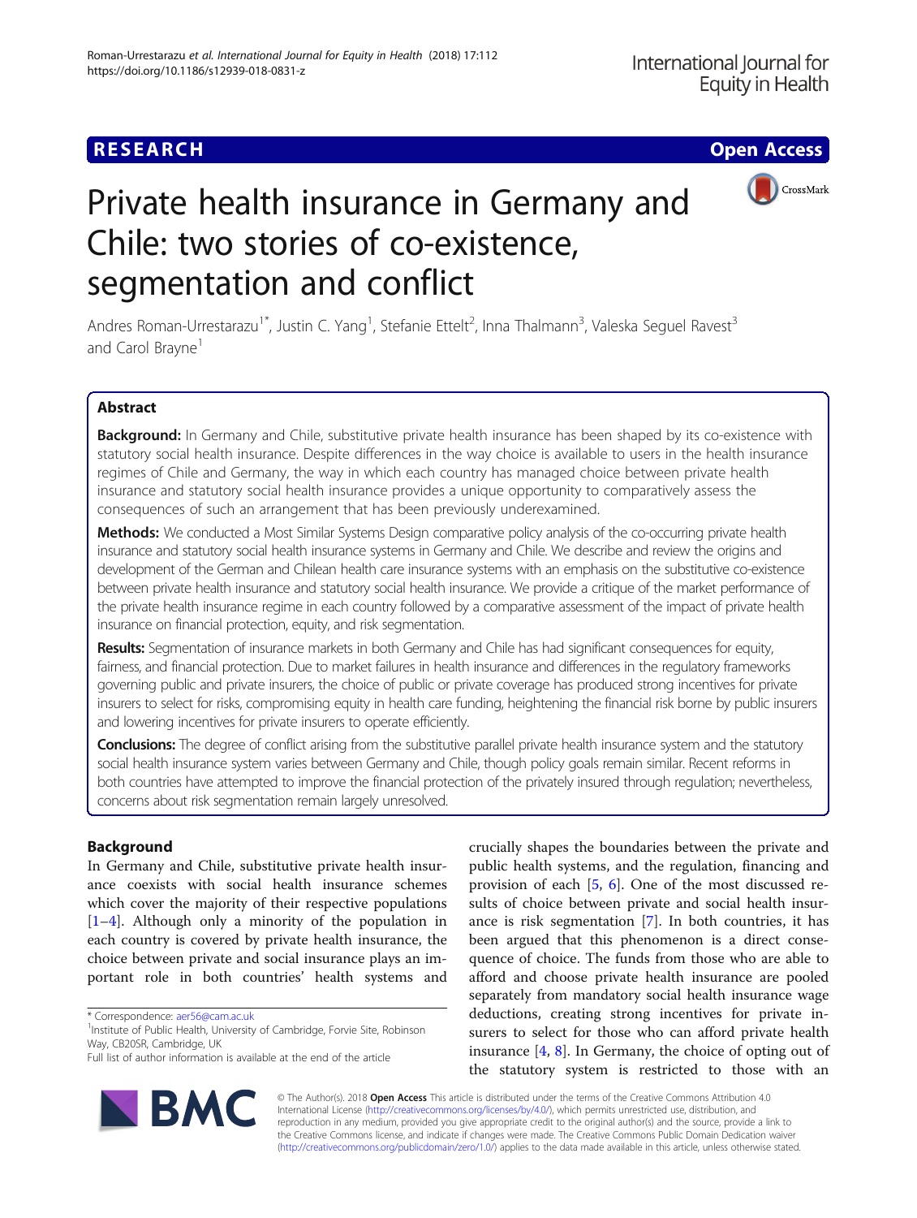# Private health insurance in Germany and Chile: two stories of co-existence, segmentation and conflict

Andres Roman-Urrestarazu[1*], Justin C. Yang[1], Stefanie Ettelt[2], Inna Thalmann[3], Valeska Seguel Ravest[3] and Carol Brayne[1]

## Abstract

**Background:** In Germany and Chile, substitutive private health insurance has been shaped by its co-existence with statutory social health insurance. Despite differences in the way choice is available to users in the health insurance regimes of Chile and Germany, the way in which each country has managed choice between private health insurance and statutory social health insurance provides a unique opportunity to comparatively assess the consequences of such an arrangement that has been previously underexamined.

**Methods:** We conducted a Most Similar Systems Design comparative policy analysis of the co-occurring private health insurance and statutory social health insurance systems in Germany and Chile. We describe and review the origins and development of the German and Chilean health care insurance systems with an emphasis on the substitutive co-existence between private health insurance and statutory social health insurance. We provide a critique of the market performance of the private health insurance regime in each country followed by a comparative assessment of the impact of private health insurance on financial protection, equity, and risk segmentation.

**Results:** Segmentation of insurance markets in both Germany and Chile has had significant consequences for equity, fairness, and financial protection. Due to market failures in health insurance and differences in the regulatory frameworks governing public and private insurers, the choice of public or private coverage has produced strong incentives for private insurers to select for risks, compromising equity in health care funding, heightening the financial risk borne by public insurers and lowering incentives for private insurers to operate efficiently.

**Conclusions:** The degree of conflict arising from the substitutive parallel private health insurance system and the statutory social health insurance system varies between Germany and Chile, though policy goals remain similar. Recent reforms in both countries have attempted to improve the financial protection of the privately insured through regulation; nevertheless, concerns about risk segmentation remain largely unresolved.

## Background

In Germany and Chile, substitutive private health insurance coexists with social health insurance schemes which cover the majority of their respective populations [1–4]. Although only a minority of the population in each country is covered by private health insurance, the choice between private and social health insurance plays an important role in both countries' health systems and crucially shapes the boundaries between the private and public health systems, and the regulation, financing and provision of each [5, 6]. One of the most discussed results of choice between private and social health insurance is risk segmentation [7]. In both countries, it has been argued that this phenomenon is a direct consequence of choice. The funds from those who are able to afford and choose private health insurance are pooled separately from mandatory social health insurance wage deductions, creating strong incentives for private insurers to select for those who can afford private health insurance [4, 8]. In Germany, the choice of opting out of the statutory system is restricted to those with an

\* Correspondence: aer56@cam.ac.uk
[1] Institute of Public Health, University of Cambridge, Forvie Site, Robinson Way, CB20SR, Cambridge, UK
Full list of author information is available at the end of the article

© The Author(s). 2018 **Open Access** This article is distributed under the terms of the Creative Commons Attribution 4.0 International License (http://creativecommons.org/licenses/by/4.0/), which permits unrestricted use, distribution, and reproduction in any medium, provided you give appropriate credit to the original author(s) and the source, provide a link to the Creative Commons license, and indicate if changes were made. The Creative Commons Public Domain Dedication waiver (http://creativecommons.org/publicdomain/zero/1.0/) applies to the data made available in this article, unless otherwise stated.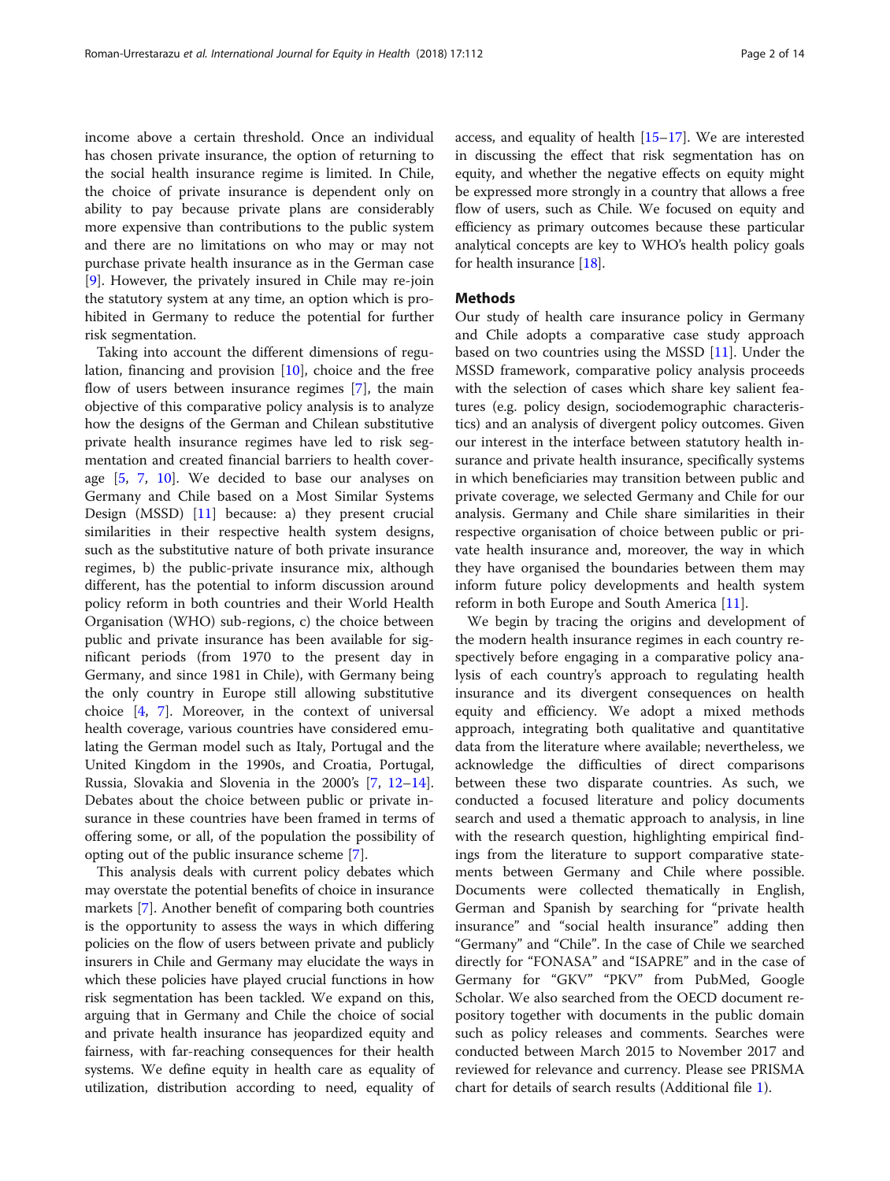income above a certain threshold. Once an individual has chosen private insurance, the option of returning to the social health insurance regime is limited. In Chile, the choice of private insurance is dependent only on ability to pay because private plans are considerably more expensive than contributions to the public system and there are no limitations on who may or may not purchase private health insurance as in the German case [9]. However, the privately insured in Chile may re-join the statutory system at any time, an option which is prohibited in Germany to reduce the potential for further risk segmentation.

Taking into account the different dimensions of regulation, financing and provision [10], choice and the free flow of users between insurance regimes [7], the main objective of this comparative policy analysis is to analyze how the designs of the German and Chilean substitutive private health insurance regimes have led to risk segmentation and created financial barriers to health coverage [5, 7, 10]. We decided to base our analyses on Germany and Chile based on a Most Similar Systems Design (MSSD) [11] because: a) they present crucial similarities in their respective health system designs, such as the substitutive nature of both private insurance regimes, b) the public-private insurance mix, although different, has the potential to inform discussion around policy reform in both countries and their World Health Organisation (WHO) sub-regions, c) the choice between public and private insurance has been available for significant periods (from 1970 to the present day in Germany, and since 1981 in Chile), with Germany being the only country in Europe still allowing substitutive choice [4, 7]. Moreover, in the context of universal health coverage, various countries have considered emulating the German model such as Italy, Portugal and the United Kingdom in the 1990s, and Croatia, Portugal, Russia, Slovakia and Slovenia in the 2000's [7, 12–14]. Debates about the choice between public or private insurance in these countries have been framed in terms of offering some, or all, of the population the possibility of opting out of the public insurance scheme [7].

This analysis deals with current policy debates which may overstate the potential benefits of choice in insurance markets [7]. Another benefit of comparing both countries is the opportunity to assess the ways in which differing policies on the flow of users between private and publicly insurers in Chile and Germany may elucidate the ways in which these policies have played crucial functions in how risk segmentation has been tackled. We expand on this, arguing that in Germany and Chile the choice of social and private health insurance has jeopardized equity and fairness, with far-reaching consequences for their health systems. We define equity in health care as equality of utilization, distribution according to need, equality of access, and equality of health [15–17]. We are interested in discussing the effect that risk segmentation has on equity, and whether the negative effects on equity might be expressed more strongly in a country that allows a free flow of users, such as Chile. We focused on equity and efficiency as primary outcomes because these particular analytical concepts are key to WHO's health policy goals for health insurance [18].

## Methods

Our study of health care insurance policy in Germany and Chile adopts a comparative case study approach based on two countries using the MSSD [11]. Under the MSSD framework, comparative policy analysis proceeds with the selection of cases which share key salient features (e.g. policy design, sociodemographic characteristics) and an analysis of divergent policy outcomes. Given our interest in the interface between statutory health insurance and private health insurance, specifically systems in which beneficiaries may transition between public and private coverage, we selected Germany and Chile for our analysis. Germany and Chile share similarities in their respective organisation of choice between public or private health insurance and, moreover, the way in which they have organised the boundaries between them may inform future policy developments and health system reform in both Europe and South America [11].

We begin by tracing the origins and development of the modern health insurance regimes in each country respectively before engaging in a comparative policy analysis of each country's approach to regulating health insurance and its divergent consequences on health equity and efficiency. We adopt a mixed methods approach, integrating both qualitative and quantitative data from the literature where available; nevertheless, we acknowledge the difficulties of direct comparisons between these two disparate countries. As such, we conducted a focused literature and policy documents search and used a thematic approach to analysis, in line with the research question, highlighting empirical findings from the literature to support comparative statements between Germany and Chile where possible. Documents were collected thematically in English, German and Spanish by searching for "private health insurance" and "social health insurance" adding then "Germany" and "Chile". In the case of Chile we searched directly for "FONASA" and "ISAPRE" and in the case of Germany for "GKV" "PKV" from PubMed, Google Scholar. We also searched from the OECD document repository together with documents in the public domain such as policy releases and comments. Searches were conducted between March 2015 to November 2017 and reviewed for relevance and currency. Please see PRISMA chart for details of search results (Additional file 1).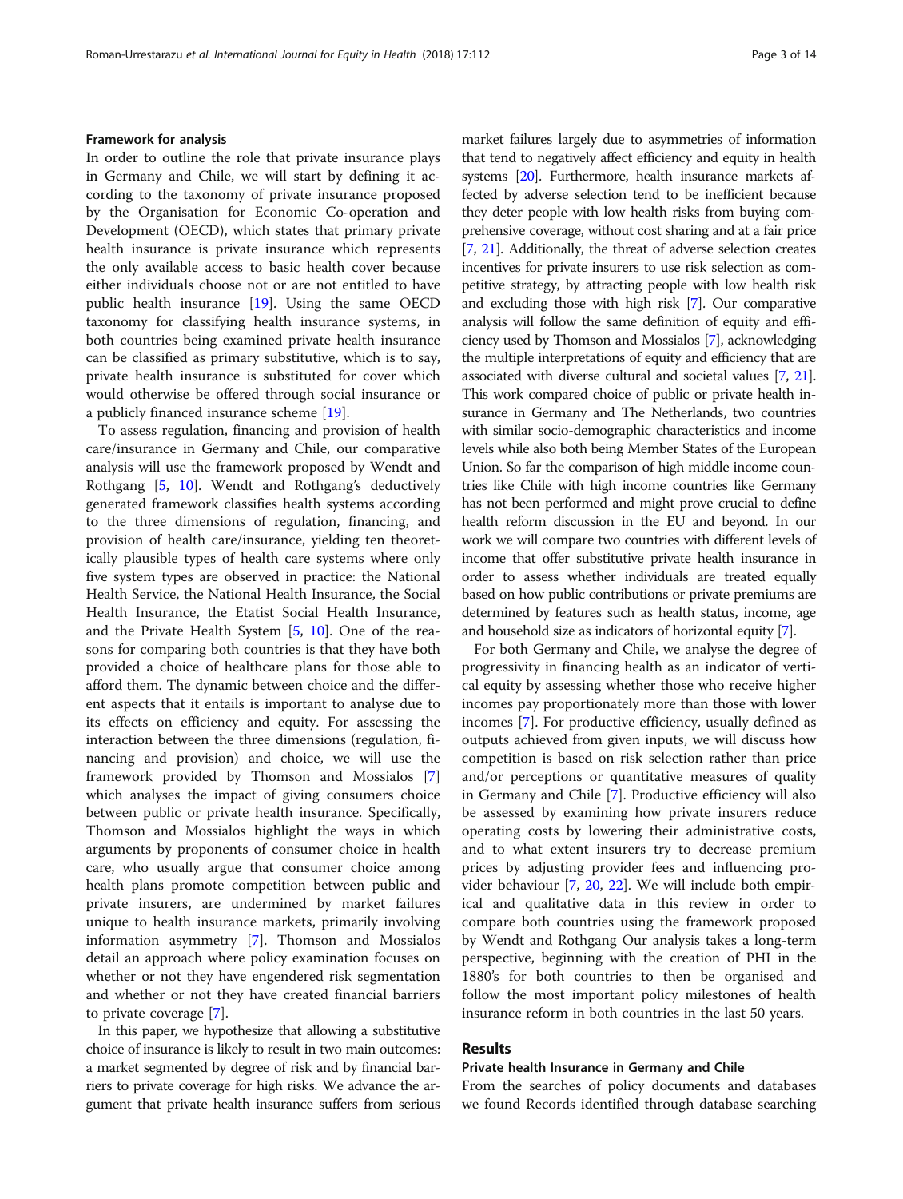### Framework for analysis

In order to outline the role that private insurance plays in Germany and Chile, we will start by defining it according to the taxonomy of private insurance proposed by the Organisation for Economic Co-operation and Development (OECD), which states that primary private health insurance is private insurance which represents the only available access to basic health cover because either individuals choose not or are not entitled to have public health insurance [19]. Using the same OECD taxonomy for classifying health insurance systems, in both countries being examined private health insurance can be classified as primary substitutive, which is to say, private health insurance is substituted for cover which would otherwise be offered through social insurance or a publicly financed insurance scheme [19].

To assess regulation, financing and provision of health care/insurance in Germany and Chile, our comparative analysis will use the framework proposed by Wendt and Rothgang [5, 10]. Wendt and Rothgang's deductively generated framework classifies health systems according to the three dimensions of regulation, financing, and provision of health care/insurance, yielding ten theoretically plausible types of health care systems where only five system types are observed in practice: the National Health Service, the National Health Insurance, the Social Health Insurance, the Etatist Social Health Insurance, and the Private Health System [5, 10]. One of the reasons for comparing both countries is that they have both provided a choice of healthcare plans for those able to afford them. The dynamic between choice and the different aspects that it entails is important to analyse due to its effects on efficiency and equity. For assessing the interaction between the three dimensions (regulation, financing and provision) and choice, we will use the framework provided by Thomson and Mossialos [7] which analyses the impact of giving consumers choice between public or private health insurance. Specifically, Thomson and Mossialos highlight the ways in which arguments by proponents of consumer choice in health care, who usually argue that consumer choice among health plans promote competition between public and private insurers, are undermined by market failures unique to health insurance markets, primarily involving information asymmetry [7]. Thomson and Mossialos detail an approach where policy examination focuses on whether or not they have engendered risk segmentation and whether or not they have created financial barriers to private coverage [7].

In this paper, we hypothesize that allowing a substitutive choice of insurance is likely to result in two main outcomes: a market segmented by degree of risk and by financial barriers to private coverage for high risks. We advance the argument that private health insurance suffers from serious market failures largely due to asymmetries of information that tend to negatively affect efficiency and equity in health systems [20]. Furthermore, health insurance markets affected by adverse selection tend to be inefficient because they deter people with low health risks from buying comprehensive coverage, without cost sharing and at a fair price [7, 21]. Additionally, the threat of adverse selection creates incentives for private insurers to use risk selection as competitive strategy, by attracting people with low health risk and excluding those with high risk [7]. Our comparative analysis will follow the same definition of equity and efficiency used by Thomson and Mossialos [7], acknowledging the multiple interpretations of equity and efficiency that are associated with diverse cultural and societal values [7, 21]. This work compared choice of public or private health insurance in Germany and The Netherlands, two countries with similar socio-demographic characteristics and income levels while also both being Member States of the European Union. So far the comparison of high middle income countries like Chile with high income countries like Germany has not been performed and might prove crucial to define health reform discussion in the EU and beyond. In our work we will compare two countries with different levels of income that offer substitutive private health insurance in order to assess whether individuals are treated equally based on how public contributions or private premiums are determined by features such as health status, income, age and household size as indicators of horizontal equity [7].

For both Germany and Chile, we analyse the degree of progressivity in financing health as an indicator of vertical equity by assessing whether those who receive higher incomes pay proportionately more than those with lower incomes [7]. For productive efficiency, usually defined as outputs achieved from given inputs, we will discuss how competition is based on risk selection rather than price and/or perceptions or quantitative measures of quality in Germany and Chile [7]. Productive efficiency will also be assessed by examining how private insurers reduce operating costs by lowering their administrative costs, and to what extent insurers try to decrease premium prices by adjusting provider fees and influencing provider behaviour [7, 20, 22]. We will include both empirical and qualitative data in this review in order to compare both countries using the framework proposed by Wendt and Rothgang Our analysis takes a long-term perspective, beginning with the creation of PHI in the 1880's for both countries to then be organised and follow the most important policy milestones of health insurance reform in both countries in the last 50 years.

## Results

### Private health Insurance in Germany and Chile

From the searches of policy documents and databases we found Records identified through database searching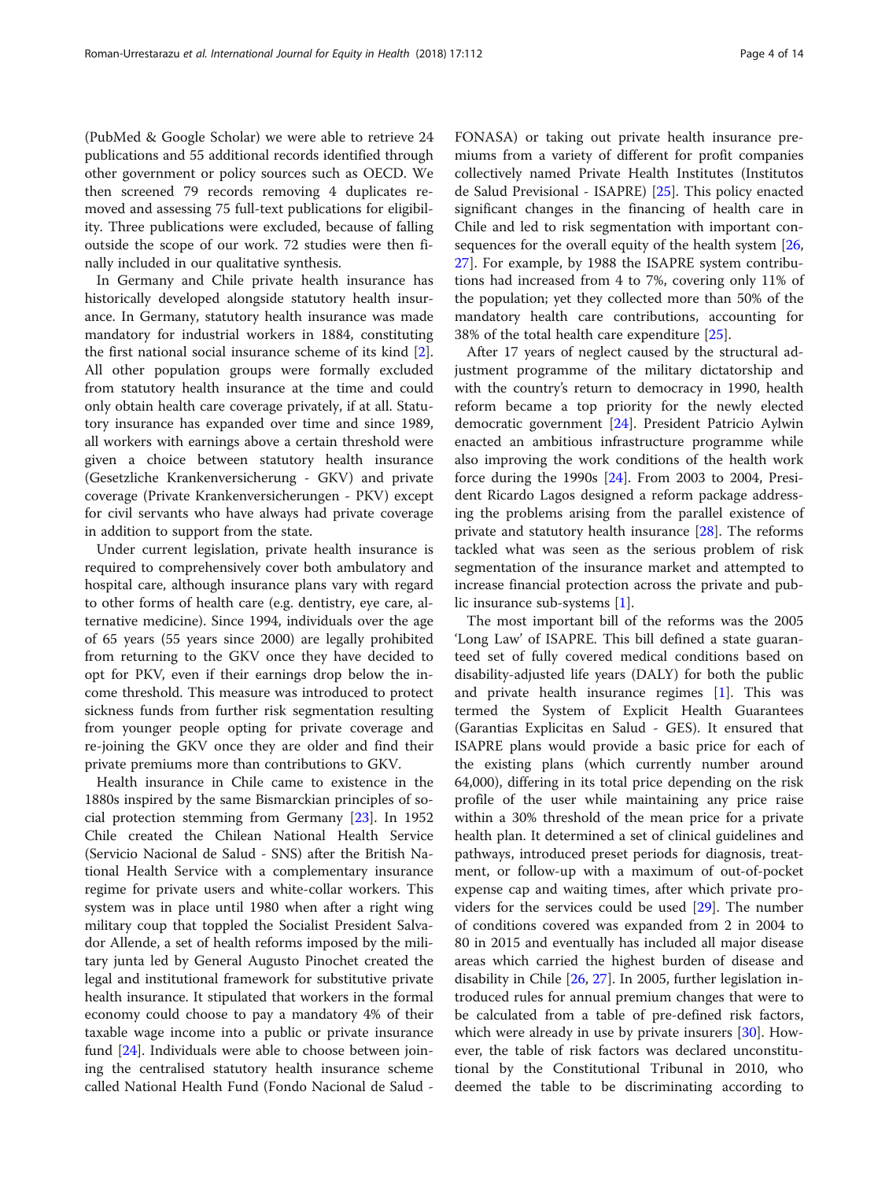(PubMed & Google Scholar) we were able to retrieve 24 publications and 55 additional records identified through other government or policy sources such as OECD. We then screened 79 records removing 4 duplicates removed and assessing 75 full-text publications for eligibility. Three publications were excluded, because of falling outside the scope of our work. 72 studies were then finally included in our qualitative synthesis.

In Germany and Chile private health insurance has historically developed alongside statutory health insurance. In Germany, statutory health insurance was made mandatory for industrial workers in 1884, constituting the first national social insurance scheme of its kind [2]. All other population groups were formally excluded from statutory health insurance at the time and could only obtain health care coverage privately, if at all. Statutory insurance has expanded over time and since 1989, all workers with earnings above a certain threshold were given a choice between statutory health insurance (Gesetzliche Krankenversicherung - GKV) and private coverage (Private Krankenversicherungen - PKV) except for civil servants who have always had private coverage in addition to support from the state.

Under current legislation, private health insurance is required to comprehensively cover both ambulatory and hospital care, although insurance plans vary with regard to other forms of health care (e.g. dentistry, eye care, alternative medicine). Since 1994, individuals over the age of 65 years (55 years since 2000) are legally prohibited from returning to the GKV once they have decided to opt for PKV, even if their earnings drop below the income threshold. This measure was introduced to protect sickness funds from further risk segmentation resulting from younger people opting for private coverage and re-joining the GKV once they are older and find their private premiums more than contributions to GKV.

Health insurance in Chile came to existence in the 1880s inspired by the same Bismarckian principles of social protection stemming from Germany [23]. In 1952 Chile created the Chilean National Health Service (Servicio Nacional de Salud - SNS) after the British National Health Service with a complementary insurance regime for private users and white-collar workers. This system was in place until 1980 when after a right wing military coup that toppled the Socialist President Salvador Allende, a set of health reforms imposed by the military junta led by General Augusto Pinochet created the legal and institutional framework for substitutive private health insurance. It stipulated that workers in the formal economy could choose to pay a mandatory 4% of their taxable wage income into a public or private insurance fund [24]. Individuals were able to choose between joining the centralised statutory health insurance scheme called National Health Fund (Fondo Nacional de Salud - FONASA) or taking out private health insurance premiums from a variety of different for profit companies collectively named Private Health Institutes (Institutos de Salud Previsional - ISAPRE) [25]. This policy enacted significant changes in the financing of health care in Chile and led to risk segmentation with important consequences for the overall equity of the health system [26, 27]. For example, by 1988 the ISAPRE system contributions had increased from 4 to 7%, covering only 11% of the population; yet they collected more than 50% of the mandatory health care contributions, accounting for 38% of the total health care expenditure [25].

After 17 years of neglect caused by the structural adjustment programme of the military dictatorship and with the country's return to democracy in 1990, health reform became a top priority for the newly elected democratic government [24]. President Patricio Aylwin enacted an ambitious infrastructure programme while also improving the work conditions of the health work force during the 1990s [24]. From 2003 to 2004, President Ricardo Lagos designed a reform package addressing the problems arising from the parallel existence of private and statutory health insurance [28]. The reforms tackled what was seen as the serious problem of risk segmentation of the insurance market and attempted to increase financial protection across the private and public insurance sub-systems [1].

The most important bill of the reforms was the 2005 'Long Law' of ISAPRE. This bill defined a state guaranteed set of fully covered medical conditions based on disability-adjusted life years (DALY) for both the public and private health insurance regimes [1]. This was termed the System of Explicit Health Guarantees (Garantias Explicitas en Salud - GES). It ensured that ISAPRE plans would provide a basic price for each of the existing plans (which currently number around 64,000), differing in its total price depending on the risk profile of the user while maintaining any price raise within a 30% threshold of the mean price for a private health plan. It determined a set of clinical guidelines and pathways, introduced preset periods for diagnosis, treatment, or follow-up with a maximum of out-of-pocket expense cap and waiting times, after which private providers for the services could be used [29]. The number of conditions covered was expanded from 2 in 2004 to 80 in 2015 and eventually has included all major disease areas which carried the highest burden of disease and disability in Chile [26, 27]. In 2005, further legislation introduced rules for annual premium changes that were to be calculated from a table of pre-defined risk factors, which were already in use by private insurers [30]. However, the table of risk factors was declared unconstitutional by the Constitutional Tribunal in 2010, who deemed the table to be discriminating according to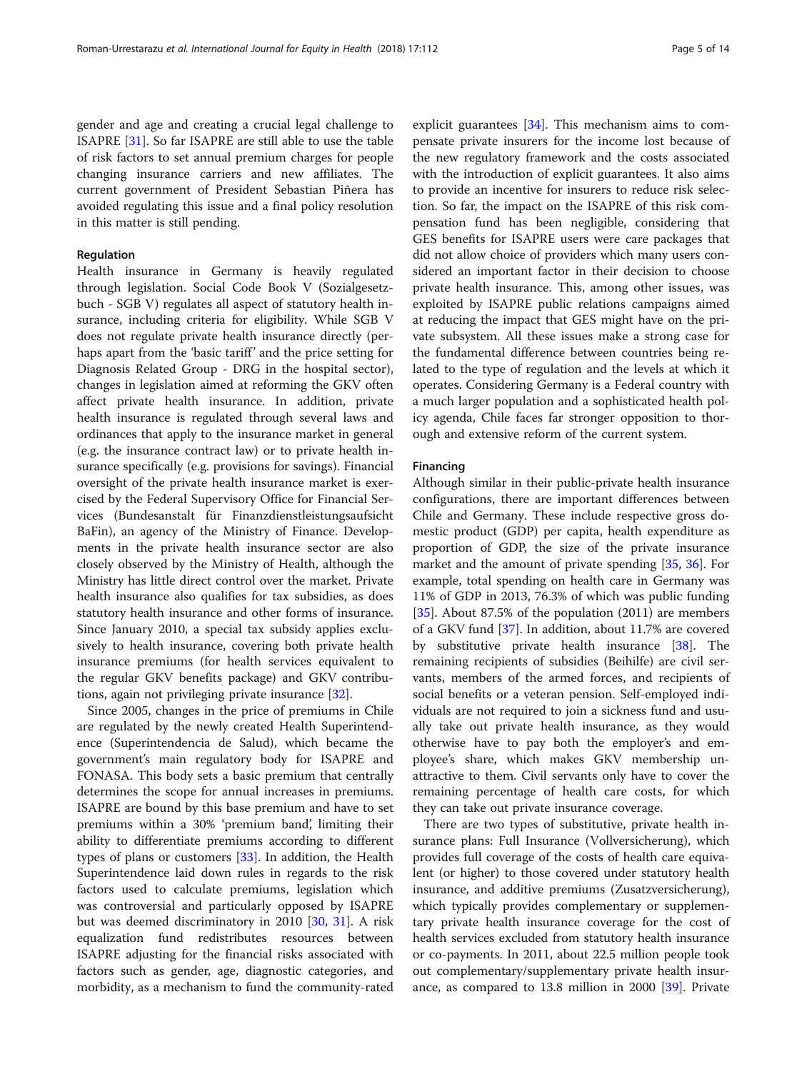gender and age and creating a crucial legal challenge to ISAPRE [31]. So far ISAPRE are still able to use the table of risk factors to set annual premium charges for people changing insurance carriers and new affiliates. The current government of President Sebastian Piñera has avoided regulating this issue and a final policy resolution in this matter is still pending.

#### Regulation

Health insurance in Germany is heavily regulated through legislation. Social Code Book V (Sozialgesetzbuch - SGB V) regulates all aspect of statutory health insurance, including criteria for eligibility. While SGB V does not regulate private health insurance directly (perhaps apart from the 'basic tariff' and the price setting for Diagnosis Related Group - DRG in the hospital sector), changes in legislation aimed at reforming the GKV often affect private health insurance. In addition, private health insurance is regulated through several laws and ordinances that apply to the insurance market in general (e.g. the insurance contract law) or to private health insurance specifically (e.g. provisions for savings). Financial oversight of the private health insurance market is exercised by the Federal Supervisory Office for Financial Services (Bundesanstalt für Finanzdienstleistungsaufsicht BaFin), an agency of the Ministry of Finance. Developments in the private health insurance sector are also closely observed by the Ministry of Health, although the Ministry has little direct control over the market. Private health insurance also qualifies for tax subsidies, as does statutory health insurance and other forms of insurance. Since January 2010, a special tax subsidy applies exclusively to health insurance, covering both private health insurance premiums (for health services equivalent to the regular GKV benefits package) and GKV contributions, again not privileging private insurance [32].

Since 2005, changes in the price of premiums in Chile are regulated by the newly created Health Superintendence (Superintendencia de Salud), which became the government's main regulatory body for ISAPRE and FONASA. This body sets a basic premium that centrally determines the scope for annual increases in premiums. ISAPRE are bound by this base premium and have to set premiums within a 30% 'premium band', limiting their ability to differentiate premiums according to different types of plans or customers [33]. In addition, the Health Superintendence laid down rules in regards to the risk factors used to calculate premiums, legislation which was controversial and particularly opposed by ISAPRE but was deemed discriminatory in 2010 [30, 31]. A risk equalization fund redistributes resources between ISAPRE adjusting for the financial risks associated with factors such as gender, age, diagnostic categories, and morbidity, as a mechanism to fund the community-rated explicit guarantees [34]. This mechanism aims to compensate private insurers for the income lost because of the new regulatory framework and the costs associated with the introduction of explicit guarantees. It also aims to provide an incentive for insurers to reduce risk selection. So far, the impact on the ISAPRE of this risk compensation fund has been negligible, considering that GES benefits for ISAPRE users were care packages that did not allow choice of providers which many users considered an important factor in their decision to choose private health insurance. This, among other issues, was exploited by ISAPRE public relations campaigns aimed at reducing the impact that GES might have on the private subsystem. All these issues make a strong case for the fundamental difference between countries being related to the type of regulation and the levels at which it operates. Considering Germany is a Federal country with a much larger population and a sophisticated health policy agenda, Chile faces far stronger opposition to thorough and extensive reform of the current system.

#### Financing

Although similar in their public-private health insurance configurations, there are important differences between Chile and Germany. These include respective gross domestic product (GDP) per capita, health expenditure as proportion of GDP, the size of the private insurance market and the amount of private spending [35, 36]. For example, total spending on health care in Germany was 11% of GDP in 2013, 76.3% of which was public funding [35]. About 87.5% of the population (2011) are members of a GKV fund [37]. In addition, about 11.7% are covered by substitutive private health insurance [38]. The remaining recipients of subsidies (Beihilfe) are civil servants, members of the armed forces, and recipients of social benefits or a veteran pension. Self-employed individuals are not required to join a sickness fund and usually take out private health insurance, as they would otherwise have to pay both the employer's and employee's share, which makes GKV membership unattractive to them. Civil servants only have to cover the remaining percentage of health care costs, for which they can take out private insurance coverage.

There are two types of substitutive, private health insurance plans: Full Insurance (Vollversicherung), which provides full coverage of the costs of health care equivalent (or higher) to those covered under statutory health insurance, and additive premiums (Zusatzversicherung), which typically provides complementary or supplementary private health insurance coverage for the cost of health services excluded from statutory health insurance or co-payments. In 2011, about 22.5 million people took out complementary/supplementary private health insurance, as compared to 13.8 million in 2000 [39]. Private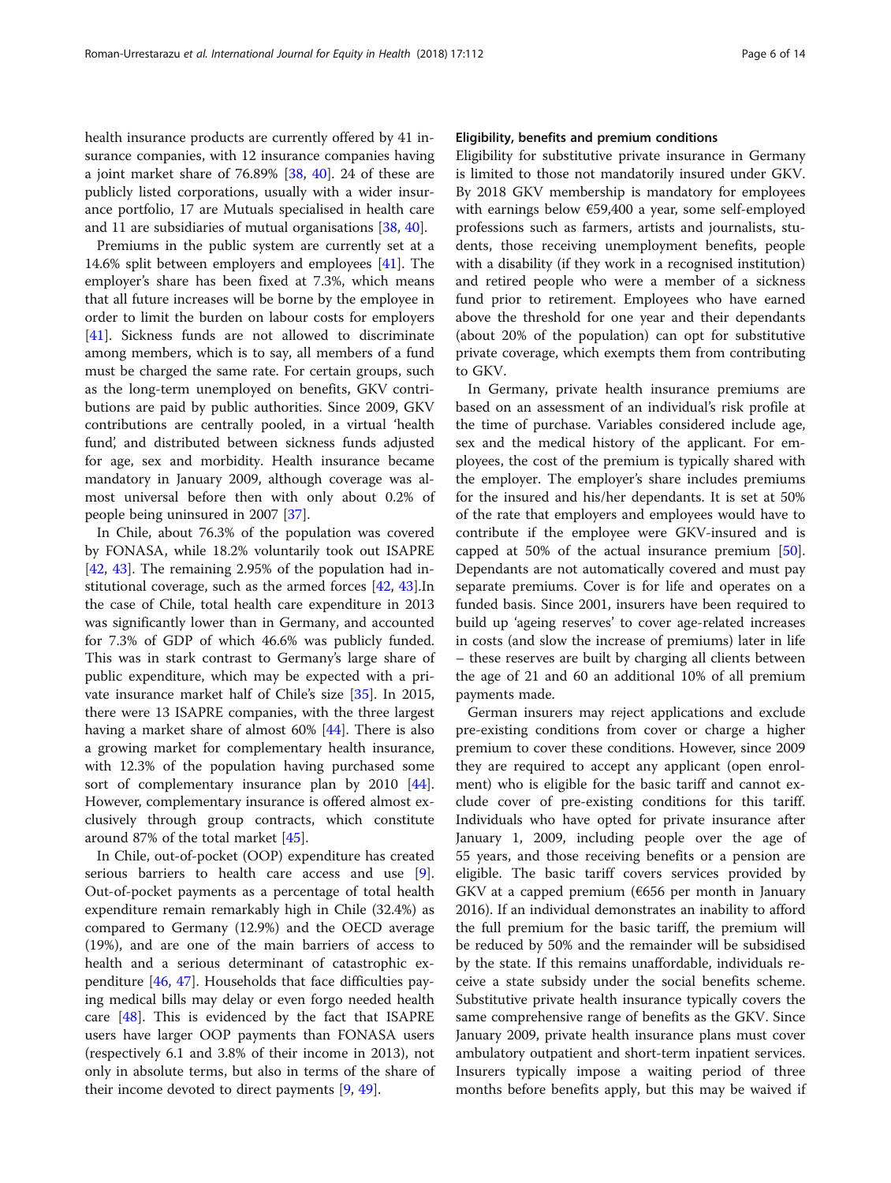health insurance products are currently offered by 41 insurance companies, with 12 insurance companies having a joint market share of 76.89% [38, 40]. 24 of these are publicly listed corporations, usually with a wider insurance portfolio, 17 are Mutuals specialised in health care and 11 are subsidiaries of mutual organisations [38, 40].

Premiums in the public system are currently set at a 14.6% split between employers and employees [41]. The employer's share has been fixed at 7.3%, which means that all future increases will be borne by the employee in order to limit the burden on labour costs for employers [41]. Sickness funds are not allowed to discriminate among members, which is to say, all members of a fund must be charged the same rate. For certain groups, such as the long-term unemployed on benefits, GKV contributions are paid by public authorities. Since 2009, GKV contributions are centrally pooled, in a virtual 'health fund', and distributed between sickness funds adjusted for age, sex and morbidity. Health insurance became mandatory in January 2009, although coverage was almost universal before then with only about 0.2% of people being uninsured in 2007 [37].

In Chile, about 76.3% of the population was covered by FONASA, while 18.2% voluntarily took out ISAPRE [42, 43]. The remaining 2.95% of the population had institutional coverage, such as the armed forces [42, 43].In the case of Chile, total health care expenditure in 2013 was significantly lower than in Germany, and accounted for 7.3% of GDP of which 46.6% was publicly funded. This was in stark contrast to Germany's large share of public expenditure, which may be expected with a private insurance market half of Chile's size [35]. In 2015, there were 13 ISAPRE companies, with the three largest having a market share of almost 60% [44]. There is also a growing market for complementary health insurance, with 12.3% of the population having purchased some sort of complementary insurance plan by 2010 [44]. However, complementary insurance is offered almost exclusively through group contracts, which constitute around 87% of the total market [45].

In Chile, out-of-pocket (OOP) expenditure has created serious barriers to health care access and use [9]. Out-of-pocket payments as a percentage of total health expenditure remain remarkably high in Chile (32.4%) as compared to Germany (12.9%) and the OECD average (19%), and are one of the main barriers of access to health and a serious determinant of catastrophic expenditure [46, 47]. Households that face difficulties paying medical bills may delay or even forgo needed health care [48]. This is evidenced by the fact that ISAPRE users have larger OOP payments than FONASA users (respectively 6.1 and 3.8% of their income in 2013), not only in absolute terms, but also in terms of the share of their income devoted to direct payments [9, 49].

#### Eligibility, benefits and premium conditions

Eligibility for substitutive private insurance in Germany is limited to those not mandatorily insured under GKV. By 2018 GKV membership is mandatory for employees with earnings below €59,400 a year, some self-employed professions such as farmers, artists and journalists, students, those receiving unemployment benefits, people with a disability (if they work in a recognised institution) and retired people who were a member of a sickness fund prior to retirement. Employees who have earned above the threshold for one year and their dependants (about 20% of the population) can opt for substitutive private coverage, which exempts them from contributing to GKV.

In Germany, private health insurance premiums are based on an assessment of an individual's risk profile at the time of purchase. Variables considered include age, sex and the medical history of the applicant. For employees, the cost of the premium is typically shared with the employer. The employer's share includes premiums for the insured and his/her dependants. It is set at 50% of the rate that employers and employees would have to contribute if the employee were GKV-insured and is capped at 50% of the actual insurance premium [50]. Dependants are not automatically covered and must pay separate premiums. Cover is for life and operates on a funded basis. Since 2001, insurers have been required to build up 'ageing reserves' to cover age-related increases in costs (and slow the increase of premiums) later in life – these reserves are built by charging all clients between the age of 21 and 60 an additional 10% of all premium payments made.

German insurers may reject applications and exclude pre-existing conditions from cover or charge a higher premium to cover these conditions. However, since 2009 they are required to accept any applicant (open enrolment) who is eligible for the basic tariff and cannot exclude cover of pre-existing conditions for this tariff. Individuals who have opted for private insurance after January 1, 2009, including people over the age of 55 years, and those receiving benefits or a pension are eligible. The basic tariff covers services provided by GKV at a capped premium (€656 per month in January 2016). If an individual demonstrates an inability to afford the full premium for the basic tariff, the premium will be reduced by 50% and the remainder will be subsidised by the state. If this remains unaffordable, individuals receive a state subsidy under the social benefits scheme. Substitutive private health insurance typically covers the same comprehensive range of benefits as the GKV. Since January 2009, private health insurance plans must cover ambulatory outpatient and short-term inpatient services. Insurers typically impose a waiting period of three months before benefits apply, but this may be waived if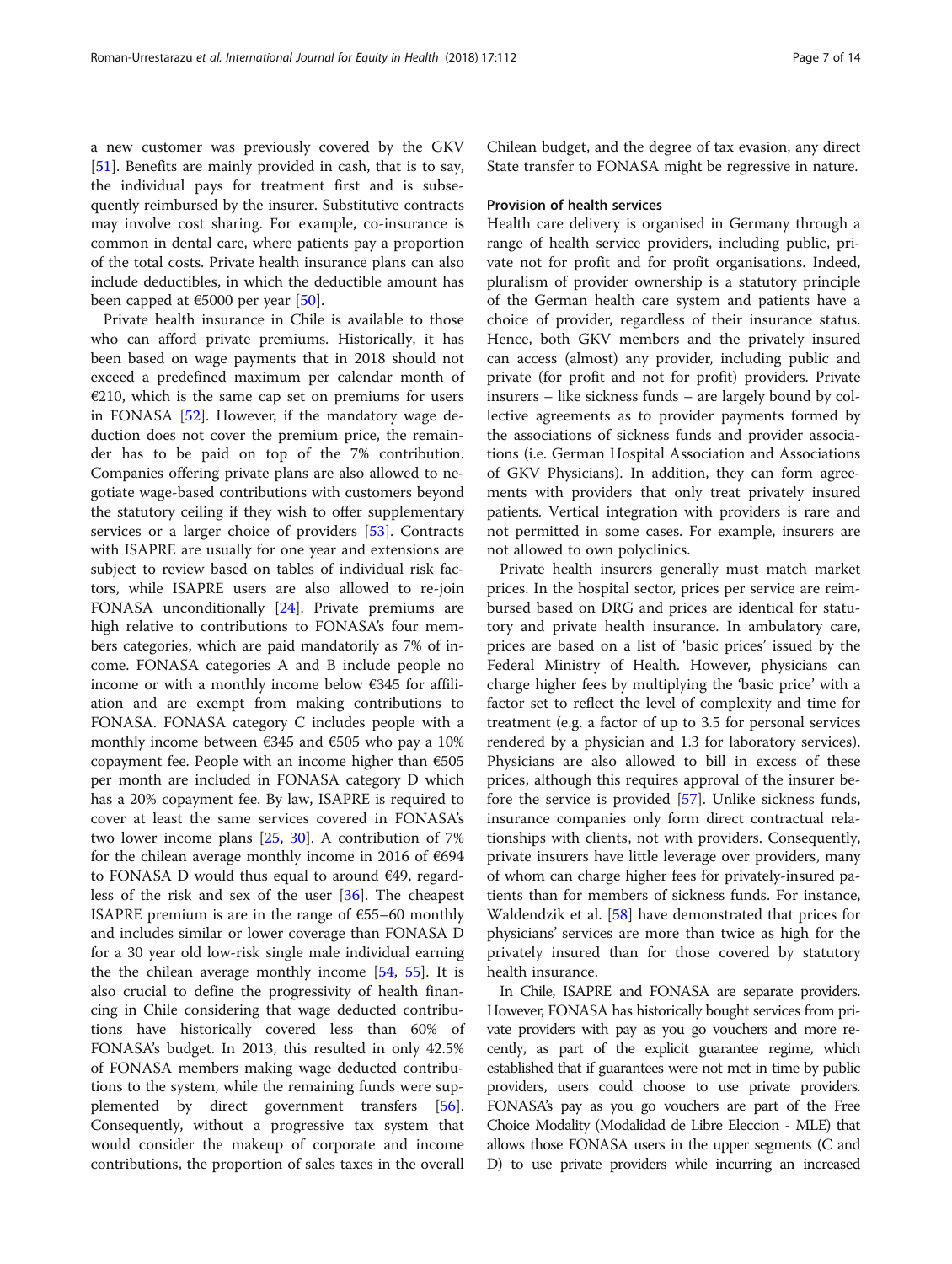a new customer was previously covered by the GKV [51]. Benefits are mainly provided in cash, that is to say, the individual pays for treatment first and is subsequently reimbursed by the insurer. Substitutive contracts may involve cost sharing. For example, co-insurance is common in dental care, where patients pay a proportion of the total costs. Private health insurance plans can also include deductibles, in which the deductible amount has been capped at €5000 per year [50].

Private health insurance in Chile is available to those who can afford private premiums. Historically, it has been based on wage payments that in 2018 should not exceed a predefined maximum per calendar month of €210, which is the same cap set on premiums for users in FONASA [52]. However, if the mandatory wage deduction does not cover the premium price, the remainder has to be paid on top of the 7% contribution. Companies offering private plans are also allowed to negotiate wage-based contributions with customers beyond the statutory ceiling if they wish to offer supplementary services or a larger choice of providers [53]. Contracts with ISAPRE are usually for one year and extensions are subject to review based on tables of individual risk factors, while ISAPRE users are also allowed to re-join FONASA unconditionally [24]. Private premiums are high relative to contributions to FONASA's four members categories, which are paid mandatorily as 7% of income. FONASA categories A and B include people no income or with a monthly income below €345 for affiliation and are exempt from making contributions to FONASA. FONASA category C includes people with a monthly income between €345 and €505 who pay a 10% copayment fee. People with an income higher than €505 per month are included in FONASA category D which has a 20% copayment fee. By law, ISAPRE is required to cover at least the same services covered in FONASA's two lower income plans [25, 30]. A contribution of 7% for the chilean average monthly income in 2016 of €694 to FONASA D would thus equal to around €49, regardless of the risk and sex of the user [36]. The cheapest ISAPRE premium is are in the range of €55–60 monthly and includes similar or lower coverage than FONASA D for a 30 year old low-risk single male individual earning the the chilean average monthly income [54, 55]. It is also crucial to define the progressivity of health financing in Chile considering that wage deducted contributions have historically covered less than 60% of FONASA's budget. In 2013, this resulted in only 42.5% of FONASA members making wage deducted contributions to the system, while the remaining funds were supplemented by direct government transfers [56]. Consequently, without a progressive tax system that would consider the makeup of corporate and income contributions, the proportion of sales taxes in the overall Chilean budget, and the degree of tax evasion, any direct State transfer to FONASA might be regressive in nature.

#### Provision of health services

Health care delivery is organised in Germany through a range of health service providers, including public, private not for profit and for profit organisations. Indeed, pluralism of provider ownership is a statutory principle of the German health care system and patients have a choice of provider, regardless of their insurance status. Hence, both GKV members and the privately insured can access (almost) any provider, including public and private (for profit and not for profit) providers. Private insurers – like sickness funds – are largely bound by collective agreements as to provider payments formed by the associations of sickness funds and provider associations (i.e. German Hospital Association and Associations of GKV Physicians). In addition, they can form agreements with providers that only treat privately insured patients. Vertical integration with providers is rare and not permitted in some cases. For example, insurers are not allowed to own polyclinics.

Private health insurers generally must match market prices. In the hospital sector, prices per service are reimbursed based on DRG and prices are identical for statutory and private health insurance. In ambulatory care, prices are based on a list of 'basic prices' issued by the Federal Ministry of Health. However, physicians can charge higher fees by multiplying the 'basic price' with a factor set to reflect the level of complexity and time for treatment (e.g. a factor of up to 3.5 for personal services rendered by a physician and 1.3 for laboratory services). Physicians are also allowed to bill in excess of these prices, although this requires approval of the insurer before the service is provided [57]. Unlike sickness funds, insurance companies only form direct contractual relationships with clients, not with providers. Consequently, private insurers have little leverage over providers, many of whom can charge higher fees for privately-insured patients than for members of sickness funds. For instance, Waldendzik et al. [58] have demonstrated that prices for physicians' services are more than twice as high for the privately insured than for those covered by statutory health insurance.

In Chile, ISAPRE and FONASA are separate providers. However, FONASA has historically bought services from private providers with pay as you go vouchers and more recently, as part of the explicit guarantee regime, which established that if guarantees were not met in time by public providers, users could choose to use private providers. FONASA's pay as you go vouchers are part of the Free Choice Modality (Modalidad de Libre Eleccion - MLE) that allows those FONASA users in the upper segments (C and D) to use private providers while incurring an increased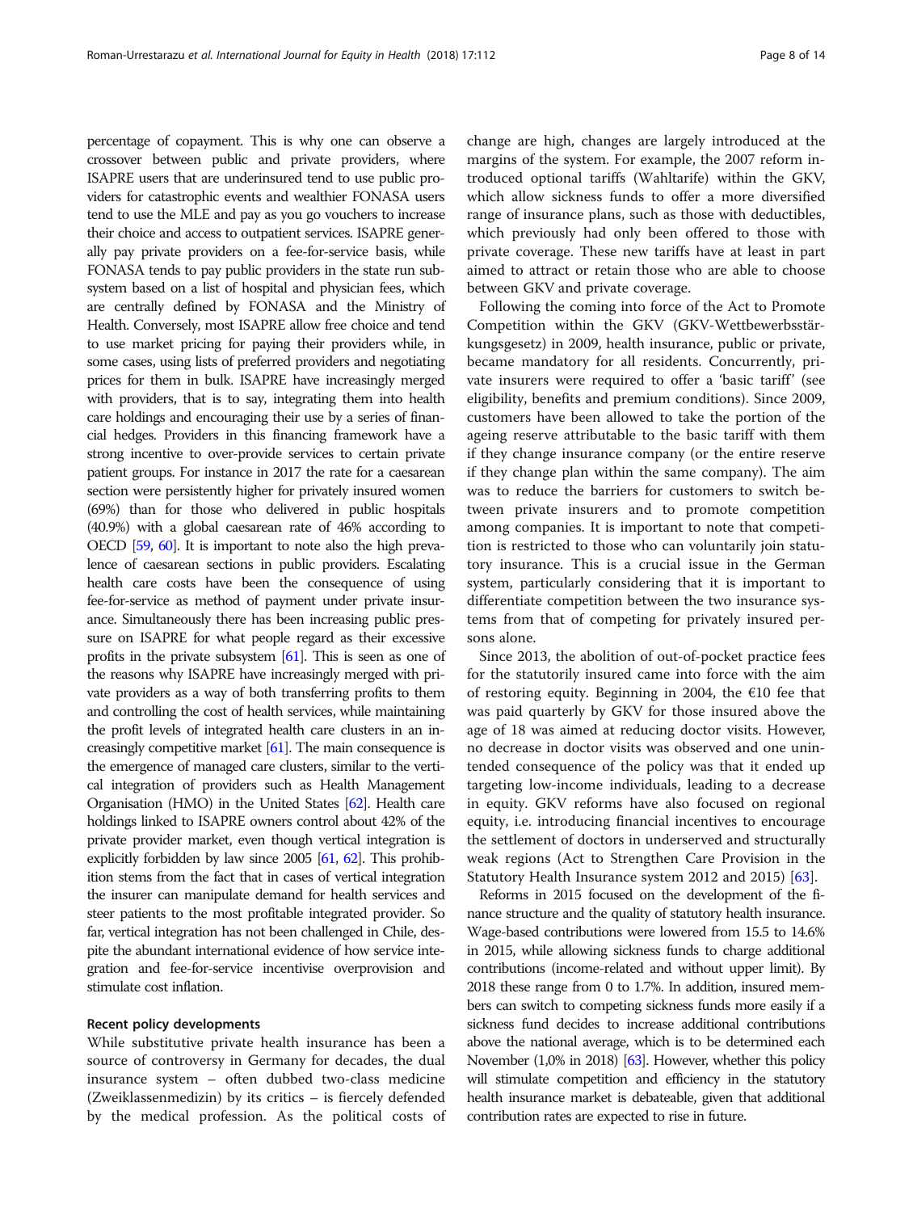percentage of copayment. This is why one can observe a crossover between public and private providers, where ISAPRE users that are underinsured tend to use public providers for catastrophic events and wealthier FONASA users tend to use the MLE and pay as you go vouchers to increase their choice and access to outpatient services. ISAPRE generally pay private providers on a fee-for-service basis, while FONASA tends to pay public providers in the state run subsystem based on a list of hospital and physician fees, which are centrally defined by FONASA and the Ministry of Health. Conversely, most ISAPRE allow free choice and tend to use market pricing for paying their providers while, in some cases, using lists of preferred providers and negotiating prices for them in bulk. ISAPRE have increasingly merged with providers, that is to say, integrating them into health care holdings and encouraging their use by a series of financial hedges. Providers in this financing framework have a strong incentive to over-provide services to certain private patient groups. For instance in 2017 the rate for a caesarean section were persistently higher for privately insured women (69%) than for those who delivered in public hospitals (40.9%) with a global caesarean rate of 46% according to OECD [59, 60]. It is important to note also the high prevalence of caesarean sections in public providers. Escalating health care costs have been the consequence of using fee-for-service as method of payment under private insurance. Simultaneously there has been increasing public pressure on ISAPRE for what people regard as their excessive profits in the private subsystem [61]. This is seen as one of the reasons why ISAPRE have increasingly merged with private providers as a way of both transferring profits to them and controlling the cost of health services, while maintaining the profit levels of integrated health care clusters in an increasingly competitive market [61]. The main consequence is the emergence of managed care clusters, similar to the vertical integration of providers such as Health Management Organisation (HMO) in the United States [62]. Health care holdings linked to ISAPRE owners control about 42% of the private provider market, even though vertical integration is explicitly forbidden by law since 2005 [61, 62]. This prohibition stems from the fact that in cases of vertical integration the insurer can manipulate demand for health services and steer patients to the most profitable integrated provider. So far, vertical integration has not been challenged in Chile, despite the abundant international evidence of how service integration and fee-for-service incentivise overprovision and stimulate cost inflation.

### Recent policy developments

While substitutive private health insurance has been a source of controversy in Germany for decades, the dual insurance system – often dubbed two-class medicine (Zweiklassenmedizin) by its critics – is fiercely defended by the medical profession. As the political costs of change are high, changes are largely introduced at the margins of the system. For example, the 2007 reform introduced optional tariffs (Wahltarife) within the GKV, which allow sickness funds to offer a more diversified range of insurance plans, such as those with deductibles, which previously had only been offered to those with private coverage. These new tariffs have at least in part aimed to attract or retain those who are able to choose between GKV and private coverage.

Following the coming into force of the Act to Promote Competition within the GKV (GKV-Wettbewerbsstärkungsgesetz) in 2009, health insurance, public or private, became mandatory for all residents. Concurrently, private insurers were required to offer a 'basic tariff' (see eligibility, benefits and premium conditions). Since 2009, customers have been allowed to take the portion of the ageing reserve attributable to the basic tariff with them if they change insurance company (or the entire reserve if they change plan within the same company). The aim was to reduce the barriers for customers to switch between private insurers and to promote competition among companies. It is important to note that competition is restricted to those who can voluntarily join statutory insurance. This is a crucial issue in the German system, particularly considering that it is important to differentiate competition between the two insurance systems from that of competing for privately insured persons alone.

Since 2013, the abolition of out-of-pocket practice fees for the statutorily insured came into force with the aim of restoring equity. Beginning in 2004, the €10 fee that was paid quarterly by GKV for those insured above the age of 18 was aimed at reducing doctor visits. However, no decrease in doctor visits was observed and one unintended consequence of the policy was that it ended up targeting low-income individuals, leading to a decrease in equity. GKV reforms have also focused on regional equity, i.e. introducing financial incentives to encourage the settlement of doctors in underserved and structurally weak regions (Act to Strengthen Care Provision in the Statutory Health Insurance system 2012 and 2015) [63].

Reforms in 2015 focused on the development of the finance structure and the quality of statutory health insurance. Wage-based contributions were lowered from 15.5 to 14.6% in 2015, while allowing sickness funds to charge additional contributions (income-related and without upper limit). By 2018 these range from 0 to 1.7%. In addition, insured members can switch to competing sickness funds more easily if a sickness fund decides to increase additional contributions above the national average, which is to be determined each November (1,0% in 2018) [63]. However, whether this policy will stimulate competition and efficiency in the statutory health insurance market is debateable, given that additional contribution rates are expected to rise in future.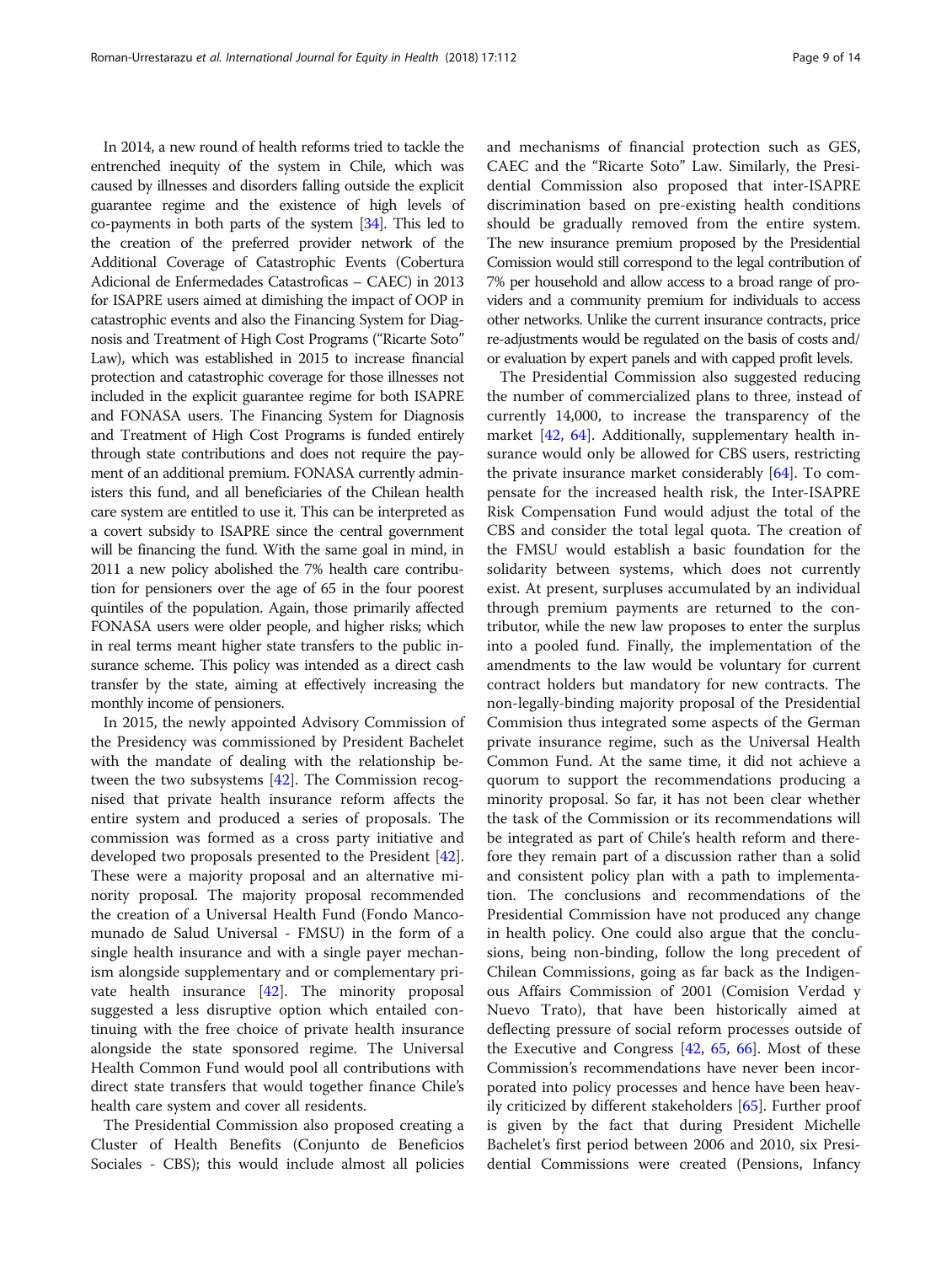In 2014, a new round of health reforms tried to tackle the entrenched inequity of the system in Chile, which was caused by illnesses and disorders falling outside the explicit guarantee regime and the existence of high levels of co-payments in both parts of the system [34]. This led to the creation of the preferred provider network of the Additional Coverage of Catastrophic Events (Cobertura Adicional de Enfermedades Catastroficas – CAEC) in 2013 for ISAPRE users aimed at dimishing the impact of OOP in catastrophic events and also the Financing System for Diagnosis and Treatment of High Cost Programs ("Ricarte Soto" Law), which was established in 2015 to increase financial protection and catastrophic coverage for those illnesses not included in the explicit guarantee regime for both ISAPRE and FONASA users. The Financing System for Diagnosis and Treatment of High Cost Programs is funded entirely through state contributions and does not require the payment of an additional premium. FONASA currently administers this fund, and all beneficiaries of the Chilean health care system are entitled to use it. This can be interpreted as a covert subsidy to ISAPRE since the central government will be financing the fund. With the same goal in mind, in 2011 a new policy abolished the 7% health care contribution for pensioners over the age of 65 in the four poorest quintiles of the population. Again, those primarily affected FONASA users were older people, and higher risks; which in real terms meant higher state transfers to the public insurance scheme. This policy was intended as a direct cash transfer by the state, aiming at effectively increasing the monthly income of pensioners.

In 2015, the newly appointed Advisory Commission of the Presidency was commissioned by President Bachelet with the mandate of dealing with the relationship between the two subsystems [42]. The Commission recognised that private health insurance reform affects the entire system and produced a series of proposals. The commission was formed as a cross party initiative and developed two proposals presented to the President [42]. These were a majority proposal and an alternative minority proposal. The majority proposal recommended the creation of a Universal Health Fund (Fondo Mancomunado de Salud Universal - FMSU) in the form of a single health insurance and with a single payer mechanism alongside supplementary and or complementary private health insurance [42]. The minority proposal suggested a less disruptive option which entailed continuing with the free choice of private health insurance alongside the state sponsored regime. The Universal Health Common Fund would pool all contributions with direct state transfers that would together finance Chile's health care system and cover all residents.

The Presidential Commission also proposed creating a Cluster of Health Benefits (Conjunto de Beneficios Sociales - CBS); this would include almost all policies and mechanisms of financial protection such as GES, CAEC and the "Ricarte Soto" Law. Similarly, the Presidential Commission also proposed that inter-ISAPRE discrimination based on pre-existing health conditions should be gradually removed from the entire system. The new insurance premium proposed by the Presidential Comission would still correspond to the legal contribution of 7% per household and allow access to a broad range of providers and a community premium for individuals to access other networks. Unlike the current insurance contracts, price re-adjustments would be regulated on the basis of costs and/or evaluation by expert panels and with capped profit levels.

The Presidential Commission also suggested reducing the number of commercialized plans to three, instead of currently 14,000, to increase the transparency of the market [42, 64]. Additionally, supplementary health insurance would only be allowed for CBS users, restricting the private insurance market considerably [64]. To compensate for the increased health risk, the Inter-ISAPRE Risk Compensation Fund would adjust the total of the CBS and consider the total legal quota. The creation of the FMSU would establish a basic foundation for the solidarity between systems, which does not currently exist. At present, surpluses accumulated by an individual through premium payments are returned to the contributor, while the new law proposes to enter the surplus into a pooled fund. Finally, the implementation of the amendments to the law would be voluntary for current contract holders but mandatory for new contracts. The non-legally-binding majority proposal of the Presidential Commision thus integrated some aspects of the German private insurance regime, such as the Universal Health Common Fund. At the same time, it did not achieve a quorum to support the recommendations producing a minority proposal. So far, it has not been clear whether the task of the Commission or its recommendations will be integrated as part of Chile's health reform and therefore they remain part of a discussion rather than a solid and consistent policy plan with a path to implementation. The conclusions and recommendations of the Presidential Commission have not produced any change in health policy. One could also argue that the conclusions, being non-binding, follow the long precedent of Chilean Commissions, going as far back as the Indigenous Affairs Commission of 2001 (Comision Verdad y Nuevo Trato), that have been historically aimed at deflecting pressure of social reform processes outside of the Executive and Congress [42, 65, 66]. Most of these Commission's recommendations have never been incorporated into policy processes and hence have been heavily criticized by different stakeholders [65]. Further proof is given by the fact that during President Michelle Bachelet's first period between 2006 and 2010, six Presidential Commissions were created (Pensions, Infancy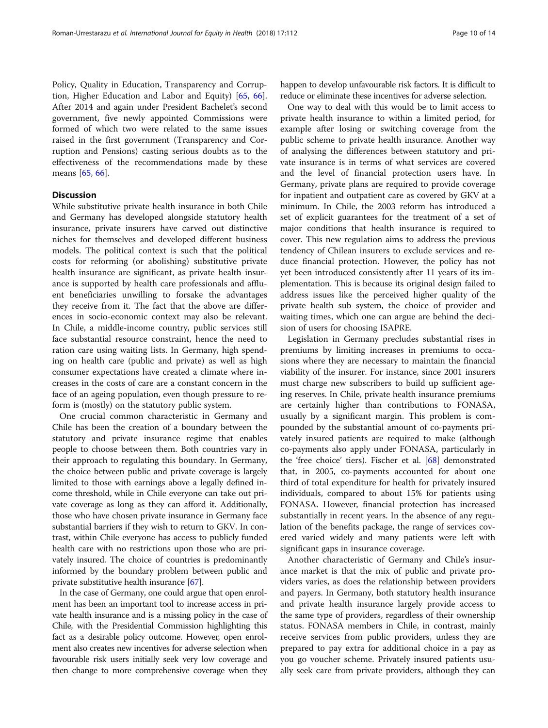Policy, Quality in Education, Transparency and Corruption, Higher Education and Labor and Equity) [65, 66]. After 2014 and again under President Bachelet's second government, five newly appointed Commissions were formed of which two were related to the same issues raised in the first government (Transparency and Corruption and Pensions) casting serious doubts as to the effectiveness of the recommendations made by these means [65, 66].

## Discussion

While substitutive private health insurance in both Chile and Germany has developed alongside statutory health insurance, private insurers have carved out distinctive niches for themselves and developed different business models. The political context is such that the political costs for reforming (or abolishing) substitutive private health insurance are significant, as private health insurance is supported by health care professionals and affluent beneficiaries unwilling to forsake the advantages they receive from it. The fact that the above are differences in socio-economic context may also be relevant. In Chile, a middle-income country, public services still face substantial resource constraint, hence the need to ration care using waiting lists. In Germany, high spending on health care (public and private) as well as high consumer expectations have created a climate where increases in the costs of care are a constant concern in the face of an ageing population, even though pressure to reform is (mostly) on the statutory public system.

One crucial common characteristic in Germany and Chile has been the creation of a boundary between the statutory and private insurance regime that enables people to choose between them. Both countries vary in their approach to regulating this boundary. In Germany, the choice between public and private coverage is largely limited to those with earnings above a legally defined income threshold, while in Chile everyone can take out private coverage as long as they can afford it. Additionally, those who have chosen private insurance in Germany face substantial barriers if they wish to return to GKV. In contrast, within Chile everyone has access to publicly funded health care with no restrictions upon those who are privately insured. The choice of countries is predominantly informed by the boundary problem between public and private substitutive health insurance [67].

In the case of Germany, one could argue that open enrolment has been an important tool to increase access in private health insurance and is a missing policy in the case of Chile, with the Presidential Commission highlighting this fact as a desirable policy outcome. However, open enrolment also creates new incentives for adverse selection when favourable risk users initially seek very low coverage and then change to more comprehensive coverage when they happen to develop unfavourable risk factors. It is difficult to reduce or eliminate these incentives for adverse selection.

One way to deal with this would be to limit access to private health insurance to within a limited period, for example after losing or switching coverage from the public scheme to private health insurance. Another way of analysing the differences between statutory and private insurance is in terms of what services are covered and the level of financial protection users have. In Germany, private plans are required to provide coverage for inpatient and outpatient care as covered by GKV at a minimum. In Chile, the 2003 reform has introduced a set of explicit guarantees for the treatment of a set of major conditions that health insurance is required to cover. This new regulation aims to address the previous tendency of Chilean insurers to exclude services and reduce financial protection. However, the policy has not yet been introduced consistently after 11 years of its implementation. This is because its original design failed to address issues like the perceived higher quality of the private health sub system, the choice of provider and waiting times, which one can argue are behind the decision of users for choosing ISAPRE.

Legislation in Germany precludes substantial rises in premiums by limiting increases in premiums to occasions where they are necessary to maintain the financial viability of the insurer. For instance, since 2001 insurers must charge new subscribers to build up sufficient ageing reserves. In Chile, private health insurance premiums are certainly higher than contributions to FONASA, usually by a significant margin. This problem is compounded by the substantial amount of co-payments privately insured patients are required to make (although co-payments also apply under FONASA, particularly in the 'free choice' tiers). Fischer et al. [68] demonstrated that, in 2005, co-payments accounted for about one third of total expenditure for health for privately insured individuals, compared to about 15% for patients using FONASA. However, financial protection has increased substantially in recent years. In the absence of any regulation of the benefits package, the range of services covered varied widely and many patients were left with significant gaps in insurance coverage.

Another characteristic of Germany and Chile's insurance market is that the mix of public and private providers varies, as does the relationship between providers and payers. In Germany, both statutory health insurance and private health insurance largely provide access to the same type of providers, regardless of their ownership status. FONASA members in Chile, in contrast, mainly receive services from public providers, unless they are prepared to pay extra for additional choice in a pay as you go voucher scheme. Privately insured patients usually seek care from private providers, although they can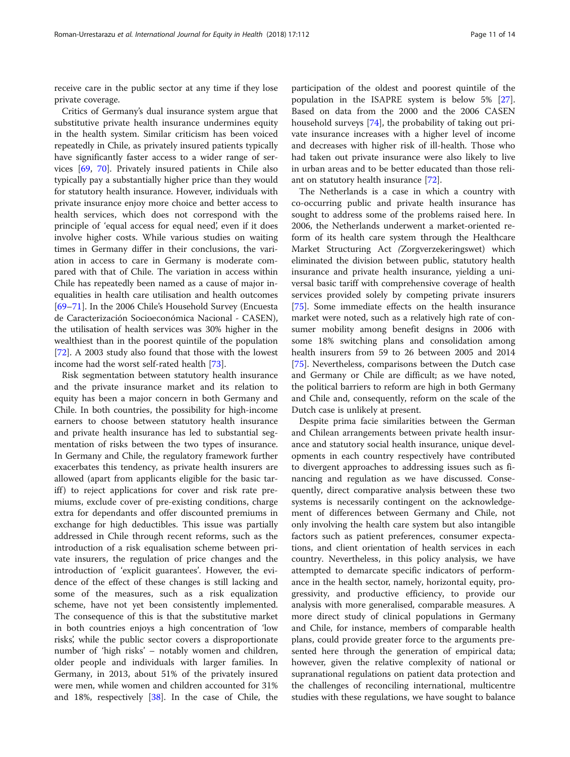receive care in the public sector at any time if they lose private coverage.

Critics of Germany's dual insurance system argue that substitutive private health insurance undermines equity in the health system. Similar criticism has been voiced repeatedly in Chile, as privately insured patients typically have significantly faster access to a wider range of services [69, 70]. Privately insured patients in Chile also typically pay a substantially higher price than they would for statutory health insurance. However, individuals with private insurance enjoy more choice and better access to health services, which does not correspond with the principle of 'equal access for equal need', even if it does involve higher costs. While various studies on waiting times in Germany differ in their conclusions, the variation in access to care in Germany is moderate compared with that of Chile. The variation in access within Chile has repeatedly been named as a cause of major inequalities in health care utilisation and health outcomes [69–71]. In the 2006 Chile's Household Survey (Encuesta de Caracterización Socioeconómica Nacional - CASEN), the utilisation of health services was 30% higher in the wealthiest than in the poorest quintile of the population [72]. A 2003 study also found that those with the lowest income had the worst self-rated health [73].

Risk segmentation between statutory health insurance and the private insurance market and its relation to equity has been a major concern in both Germany and Chile. In both countries, the possibility for high-income earners to choose between statutory health insurance and private health insurance has led to substantial segmentation of risks between the two types of insurance. In Germany and Chile, the regulatory framework further exacerbates this tendency, as private health insurers are allowed (apart from applicants eligible for the basic tariff) to reject applications for cover and risk rate premiums, exclude cover of pre-existing conditions, charge extra for dependants and offer discounted premiums in exchange for high deductibles. This issue was partially addressed in Chile through recent reforms, such as the introduction of a risk equalisation scheme between private insurers, the regulation of price changes and the introduction of 'explicit guarantees'. However, the evidence of the effect of these changes is still lacking and some of the measures, such as a risk equalization scheme, have not yet been consistently implemented. The consequence of this is that the substitutive market in both countries enjoys a high concentration of 'low risks', while the public sector covers a disproportionate number of 'high risks' – notably women and children, older people and individuals with larger families. In Germany, in 2013, about 51% of the privately insured were men, while women and children accounted for 31% and 18%, respectively [38]. In the case of Chile, the participation of the oldest and poorest quintile of the population in the ISAPRE system is below 5% [27]. Based on data from the 2000 and the 2006 CASEN household surveys [74], the probability of taking out private insurance increases with a higher level of income and decreases with higher risk of ill-health. Those who had taken out private insurance were also likely to live in urban areas and to be better educated than those reliant on statutory health insurance [72].

The Netherlands is a case in which a country with co-occurring public and private health insurance has sought to address some of the problems raised here. In 2006, the Netherlands underwent a market-oriented reform of its health care system through the Healthcare Market Structuring Act *(Zorgverzekeringswet)* which eliminated the division between public, statutory health insurance and private health insurance, yielding a universal basic tariff with comprehensive coverage of health services provided solely by competing private insurers [75]. Some immediate effects on the health insurance market were noted, such as a relatively high rate of consumer mobility among benefit designs in 2006 with some 18% switching plans and consolidation among health insurers from 59 to 26 between 2005 and 2014 [75]. Nevertheless, comparisons between the Dutch case and Germany or Chile are difficult; as we have noted, the political barriers to reform are high in both Germany and Chile and, consequently, reform on the scale of the Dutch case is unlikely at present.

Despite prima facie similarities between the German and Chilean arrangements between private health insurance and statutory social health insurance, unique developments in each country respectively have contributed to divergent approaches to addressing issues such as financing and regulation as we have discussed. Consequently, direct comparative analysis between these two systems is necessarily contingent on the acknowledgement of differences between Germany and Chile, not only involving the health care system but also intangible factors such as patient preferences, consumer expectations, and client orientation of health services in each country. Nevertheless, in this policy analysis, we have attempted to demarcate specific indicators of performance in the health sector, namely, horizontal equity, progressivity, and productive efficiency, to provide our analysis with more generalised, comparable measures. A more direct study of clinical populations in Germany and Chile, for instance, members of comparable health plans, could provide greater force to the arguments presented here through the generation of empirical data; however, given the relative complexity of national or supranational regulations on patient data protection and the challenges of reconciling international, multicentre studies with these regulations, we have sought to balance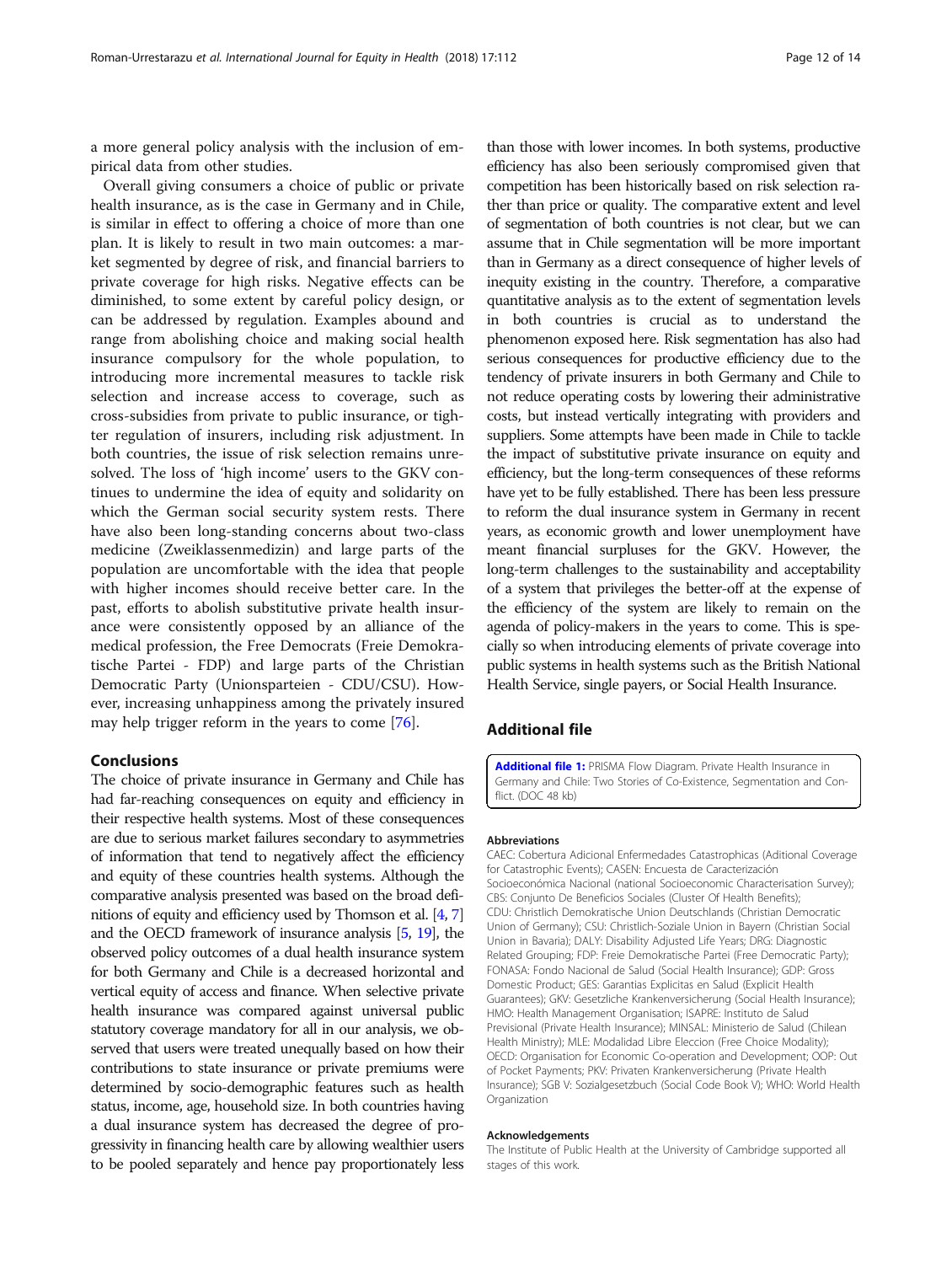a more general policy analysis with the inclusion of empirical data from other studies.

Overall giving consumers a choice of public or private health insurance, as is the case in Germany and in Chile, is similar in effect to offering a choice of more than one plan. It is likely to result in two main outcomes: a market segmented by degree of risk, and financial barriers to private coverage for high risks. Negative effects can be diminished, to some extent by careful policy design, or can be addressed by regulation. Examples abound and range from abolishing choice and making social health insurance compulsory for the whole population, to introducing more incremental measures to tackle risk selection and increase access to coverage, such as cross-subsidies from private to public insurance, or tighter regulation of insurers, including risk adjustment. In both countries, the issue of risk selection remains unresolved. The loss of 'high income' users to the GKV continues to undermine the idea of equity and solidarity on which the German social security system rests. There have also been long-standing concerns about two-class medicine (Zweiklassenmedizin) and large parts of the population are uncomfortable with the idea that people with higher incomes should receive better care. In the past, efforts to abolish substitutive private health insurance were consistently opposed by an alliance of the medical profession, the Free Democrats (Freie Demokratische Partei - FDP) and large parts of the Christian Democratic Party (Unionsparteien - CDU/CSU). However, increasing unhappiness among the privately insured may help trigger reform in the years to come [76].

## Conclusions

The choice of private insurance in Germany and Chile has had far-reaching consequences on equity and efficiency in their respective health systems. Most of these consequences are due to serious market failures secondary to asymmetries of information that tend to negatively affect the efficiency and equity of these countries health systems. Although the comparative analysis presented was based on the broad definitions of equity and efficiency used by Thomson et al. [4, 7] and the OECD framework of insurance analysis [5, 19], the observed policy outcomes of a dual health insurance system for both Germany and Chile is a decreased horizontal and vertical equity of access and finance. When selective private health insurance was compared against universal public statutory coverage mandatory for all in our analysis, we observed that users were treated unequally based on how their contributions to state insurance or private premiums were determined by socio-demographic features such as health status, income, age, household size. In both countries having a dual insurance system has decreased the degree of progressivity in financing health care by allowing wealthier users to be pooled separately and hence pay proportionately less than those with lower incomes. In both systems, productive efficiency has also been seriously compromised given that competition has been historically based on risk selection rather than price or quality. The comparative extent and level of segmentation of both countries is not clear, but we can assume that in Chile segmentation will be more important than in Germany as a direct consequence of higher levels of inequity existing in the country. Therefore, a comparative quantitative analysis as to the extent of segmentation levels in both countries is crucial as to understand the phenomenon exposed here. Risk segmentation has also had serious consequences for productive efficiency due to the tendency of private insurers in both Germany and Chile to not reduce operating costs by lowering their administrative costs, but instead vertically integrating with providers and suppliers. Some attempts have been made in Chile to tackle the impact of substitutive private insurance on equity and efficiency, but the long-term consequences of these reforms have yet to be fully established. There has been less pressure to reform the dual insurance system in Germany in recent years, as economic growth and lower unemployment have meant financial surpluses for the GKV. However, the long-term challenges to the sustainability and acceptability of a system that privileges the better-off at the expense of the efficiency of the system are likely to remain on the agenda of policy-makers in the years to come. This is specially so when introducing elements of private coverage into public systems in health systems such as the British National Health Service, single payers, or Social Health Insurance.

## Additional file

**Additional file 1:** PRISMA Flow Diagram. Private Health Insurance in Germany and Chile: Two Stories of Co-Existence, Segmentation and Conflict. (DOC 48 kb)

#### Abbreviations

CAEC: Cobertura Adicional Enfermedades Catastrophicas (Aditional Coverage for Catastrophic Events); CASEN: Encuesta de Caracterización Socioeconómica Nacional (national Socioeconomic Characterisation Survey); CBS: Conjunto De Beneficios Sociales (Cluster Of Health Benefits); CDU: Christlich Demokratische Union Deutschlands (Christian Democratic Union of Germany); CSU: Christlich-Soziale Union in Bayern (Christian Social Union in Bavaria); DALY: Disability Adjusted Life Years; DRG: Diagnostic Related Grouping; FDP: Freie Demokratische Partei (Free Democratic Party); FONASA: Fondo Nacional de Salud (Social Health Insurance); GDP: Gross Domestic Product; GES: Garantias Explicitas en Salud (Explicit Health Guarantees); GKV: Gesetzliche Krankenversicherung (Social Health Insurance); HMO: Health Management Organisation; ISAPRE: Instituto de Salud Previsional (Private Health Insurance); MINSAL: Ministerio de Salud (Chilean Health Ministry); MLE: Modalidad Libre Eleccion (Free Choice Modality); OECD: Organisation for Economic Co-operation and Development; OOP: Out of Pocket Payments; PKV: Privaten Krankenversicherung (Private Health Insurance); SGB V: Sozialgesetzbuch (Social Code Book V); WHO: World Health Organization

#### Acknowledgements

The Institute of Public Health at the University of Cambridge supported all stages of this work.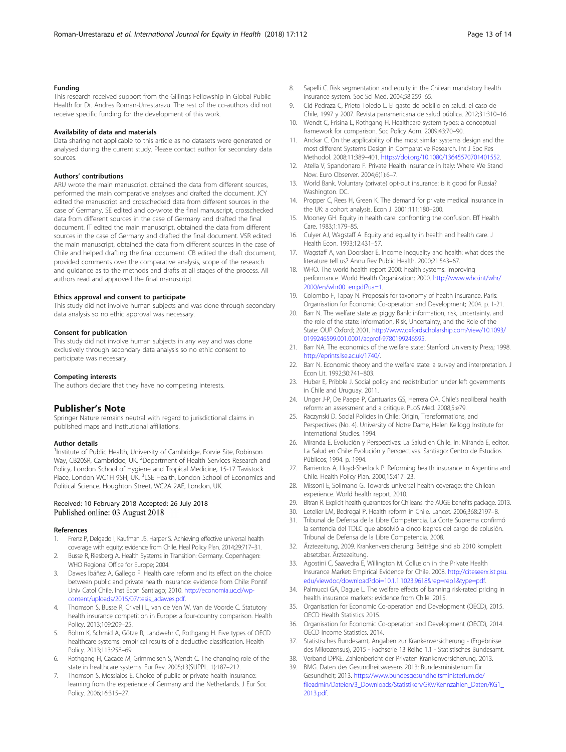### Funding

This research received support from the Gillings Fellowship in Global Public Health for Dr. Andres Roman-Urrestarazu. The rest of the co-authors did not receive specific funding for the development of this work.

### Availability of data and materials

Data sharing not applicable to this article as no datasets were generated or analysed during the current study. Please contact author for secondary data sources.

### Authors' contributions

ARU wrote the main manuscript, obtained the data from different sources, performed the main comparative analyses and drafted the document. JCY edited the manuscript and crosschecked data from different sources in the case of Germany. SE edited and co-wrote the final manuscript, crosschecked data from different sources in the case of Germany and drafted the final document. IT edited the main manuscript, obtained the data from different sources in the case of Germany and drafted the final document. VSR edited the main manuscript, obtained the data from different sources in the case of Chile and helped drafting the final document. CB edited the draft document, provided comments over the comparative analysis, scope of the research and guidance as to the methods and drafts at all stages of the process. All authors read and approved the final manuscript.

### Ethics approval and consent to participate

This study did not involve human subjects and was done through secondary data analysis so no ethic approval was necessary.

### Consent for publication

This study did not involve human subjects in any way and was done exclusively through secondary data analysis so no ethic consent to participate was necessary.

### Competing interests

The authors declare that they have no competing interests.

## Publisher's Note

Springer Nature remains neutral with regard to jurisdictional claims in published maps and institutional affiliations.

### Author details

[1]Institute of Public Health, University of Cambridge, Forvie Site, Robinson Way, CB20SR, Cambridge, UK. [2]Department of Health Services Research and Policy, London School of Hygiene and Tropical Medicine, 15-17 Tavistock Place, London WC1H 9SH, UK. [3]LSE Health, London School of Economics and Political Science, Houghton Street, WC2A 2AE, London, UK.

Received: 10 February 2018 Accepted: 26 July 2018
Published online: 03 August 2018

### References

1. Frenz P, Delgado I, Kaufman JS, Harper S. Achieving effective universal health coverage with equity: evidence from Chile. Heal Policy Plan. 2014;29:717–31.
2. Busse R, Riesberg A. Health Systems in Transition: Germany. Copenhagen: WHO Regional Office for Europe; 2004.
3. Dawes Ibáñez A, Gallego F. Health care reform and its effect on the choice between public and private health insurance: evidence from Chile: Pontif Univ Catol Chile, Inst Econ Santiago; 2010. http://economia.uc.cl/wp-content/uploads/2015/07/tesis_adawes.pdf.
4. Thomson S, Busse R, Crivelli L, van de Ven W, Van de Voorde C. Statutory health insurance competition in Europe: a four-country comparison. Health Policy. 2013;109:209–25.
5. Böhm K, Schmid A, Götze R, Landwehr C, Rothgang H. Five types of OECD healthcare systems: empirical results of a deductive classification. Health Policy. 2013;113:258–69.
6. Rothgang H, Cacace M, Grimmeisen S, Wendt C. The changing role of the state in healthcare systems. Eur Rev. 2005;13(SUPPL. 1):187–212.
7. Thomson S, Mossialos E. Choice of public or private health insurance: learning from the experience of Germany and the Netherlands. J Eur Soc Policy. 2006;16:315–27.
8. Sapelli C. Risk segmentation and equity in the Chilean mandatory health insurance system. Soc Sci Med. 2004;58:259–65.
9. Cid Pedraza C, Prieto Toledo L. El gasto de bolsillo en salud: el caso de Chile, 1997 y 2007. Revista panamericana de salud pública. 2012;31:310–16.
10. Wendt C, Frisina L, Rothgang H. Healthcare system types: a conceptual framework for comparison. Soc Policy Adm. 2009;43:70–90.
11. Anckar C. On the applicability of the most similar systems design and the most different Systems Design in Comparative Research. Int J Soc Res Methodol. 2008;11:389–401. https://doi.org/10.1080/13645570701401552.
12. Atella V, Spandonaro F. Private Health Insurance in Italy: Where We Stand Now. Euro Observer. 2004;6(1):6–7.
13. World Bank. Voluntary (private) opt-out insurance: is it good for Russia? Washington. DC.
14. Propper C, Rees H, Green K. The demand for private medical insurance in the UK: a cohort analysis. Econ J. 2001;111:180–200.
15. Mooney GH. Equity in health care: confronting the confusion. Eff Health Care. 1983;1:179–85.
16. Culyer AJ, Wagstaff A. Equity and equality in health and health care. J Health Econ. 1993;12:431–57.
17. Wagstaff A, van Doorslaer E. Income inequality and health: what does the literature tell us? Annu Rev Public Health. 2000;21:543–67.
18. WHO. The world health report 2000: health systems: improving performance. World Health Organization; 2000. http://www.who.int/whr/2000/en/whr00_en.pdf?ua=1.
19. Colombo F, Tapay N. Proposals for taxonomy of health insurance. Paris: Organisation for Economic Co-operation and Development; 2004. p. 1-21.
20. Barr N. The welfare state as piggy Bank: information, risk, uncertainty, and the role of the state: information, Risk, Uncertainty, and the Role of the State: OUP Oxford; 2001. http://www.oxfordscholarship.com/view/10.1093/0199246599.001.0001/acprof-9780199246595.
21. Barr NA. The economics of the welfare state: Stanford University Press; 1998. http://eprints.lse.ac.uk/1740/.
22. Barr N. Economic theory and the welfare state: a survey and interpretation. J Econ Lit. 1992;30:741–803.
23. Huber E, Pribble J. Social policy and redistribution under left governments in Chile and Uruguay. 2011.
24. Unger J-P, De Paepe P, Cantuarias GS, Herrera OA. Chile's neoliberal health reform: an assessment and a critique. PLoS Med. 2008;5:e79.
25. Raczynski D. Social Policies in Chile: Origin, Transformations, and Perspectives (No. 4). University of Notre Dame, Helen Kellogg Institute for International Studies. 1994.
26. Miranda E. Evolución y Perspectivas: La Salud en Chile. In: Miranda E, editor. La Salud en Chile: Evolución y Perspectivas. Santiago: Centro de Estudios Públicos; 1994. p. 1994.
27. Barrientos A, Lloyd-Sherlock P. Reforming health insurance in Argentina and Chile. Health Policy Plan. 2000;15:417–23.
28. Missoni E, Solimano G. Towards universal health coverage: the Chilean experience. World health report. 2010.
29. Bitran R. Explicit health guarantees for Chileans: the AUGE benefits package. 2013.
30. Letelier LM, Bedregal P. Health reform in Chile. Lancet. 2006;368:2197–8.
31. Tribunal de Defensa de la Libre Competencia. La Corte Suprema confirmó la sentencia del TDLC que absolvió a cinco Isapres del cargo de colusión. Tribunal de Defensa de la Libre Competencia. 2008.
32. Ärztezeitung, 2009. Krankenversicherung: Beiträge sind ab 2010 komplett absetzbar. Ärztezeitung.
33. Agostini C, Saavedra E, Willington M. Collusion in the Private Health Insurance Market: Empirical Evidence for Chile. 2008. http://citeseerx.ist.psu.edu/viewdoc/download?doi=10.1.1.1023.9618&rep=rep1&type=pdf.
34. Palmucci GA, Dague L. The welfare effects of banning risk-rated pricing in health insurance markets: evidence from Chile. 2015.
35. Organisation for Economic Co-operation and Development (OECD), 2015. OECD Health Statistics 2015.
36. Organisation for Economic Co-operation and Development (OECD), 2014. OECD Income Statistics. 2014.
37. Statistisches Bundesamt, Angaben zur Krankenversicherung - (Ergebnisse des Mikrozensus), 2015 - Fachserie 13 Reihe 1.1 - Statistisches Bundesamt.
38. Verband DPKE. Zahlenbericht der Privaten Krankenversicherung. 2013.
39. BMG. Daten des Gesundheitswesens 2013: Bundesministerium für Gesundheit; 2013. https://www.bundesgesundheitsministerium.de/fileadmin/Dateien/3_Downloads/Statistiken/GKV/Kennzahlen_Daten/KG1_2013.pdf.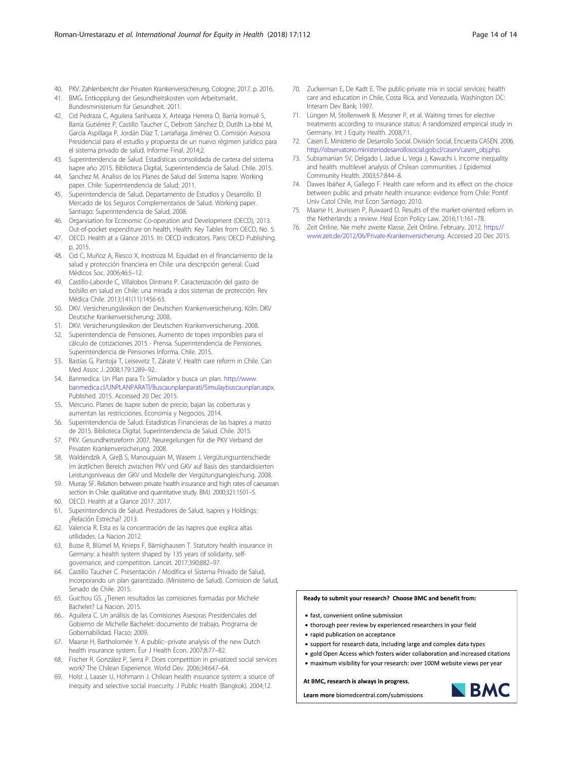40. PKV. Zahlenbericht der Privaten Krankenversicherung. Cologne; 2017. p. 2016.
41. BMG. Entkopplung der Gesundheitskosten vom Arbeitsmarkt. Bundesministerium für Gesundheit. 2011.
42. Cid Pedraza C, Aguilera Sanhueza X, Arteaga Herrera Ó, Barría Iromué S, Barría Gutiérrez P, Castillo Taucher C, Debrott Sánchez D, Dutilh La-bbé M, García Aspillaga P, Jordán Díaz T, Larrañaga Jiménez O. Comisión Asesora Presidencial para el estudio y propuesta de un nuevo régimen jurídico para el sistema privado de salud. Informe Final. 2014;2.
43. Superintendencia de Salud. Estadísticas consolidada de cartera del sistema Isapre año 2015. Biblioteca Digital, Superintendencia de Salud. Chile. 2015.
44. Sanchez M. Analisis de los Planes de Salud del Sistema Isapre. Working paper. Chile: Superintendencia de Salud; 2011.
45. Superintendencia de Salud, Departamento de Estudios y Desarrollo. El Mercado de los Seguros Complementarios de Salud. Working paper. Santiago: Superintendencia de Salud; 2008.
46. Organisation for Economic Co-operation and Development (OECD), 2013. Out-of-pocket expenditure on health, Health: Key Tables from OECD, No. 5.
47. OECD. Health at a Glance 2015. In: OECD indicators. Paris: OECD Publishing. p. 2015.
48. Cid C, Muñoz A, Riesco X, Inostroza M. Equidad en el financiamiento de la salud y protección financiera en Chile: una descripción general. Cuad Médicos Soc. 2006;46:5–12.
49. Castillo-Laborde C, Villalobos Dintrans P. Caracterización del gasto de bolsillo en salud en Chile: una mirada a dos sistemas de protección. Rev Médica Chile. 2013;141(11):1456-63.
50. DKV. Versicherungslexikon der Deutschen Krankenversicherung. Köln: DKV Deutsche Krankenversicherung; 2008.
51. DKV. Versicherungslexikon der Deutschen Krankenversicherung. 2008.
52. Superintendencia de Pensiones. Aumento de topes imponibles para el cálculo de cotizaciones 2015 - Prensa. Superintendencia de Pensiones. Superintendencia de Pensiones Informa. Chile. 2015.
53. Bastías G, Pantoja T, Leisewitz T, Zárate V. Health care reform in Chile. Can Med Assoc J. 2008;179:1289–92.
54. Banmedica. Un Plan para Ti: Simulador y busca un plan. http://www.banmedica.cl/UNPLANPARATI/Buscaunplanparati/Simulaybuscaunplan.aspx. Published. 2015. Accessed 20 Dec 2015.
55. Mercurio. Planes de Isapre suben de precio, bajan las coberturas y aumentan las restricciones. Economia y Negocios. 2014.
56. Superintendencia de Salud. Estadísticas Financieras de las Isapres a marzo de 2015. Biblioteca Digital, Superintendencia de Salud. Chile. 2015.
57. PKV. Gesundheitsreform 2007, Neuregelungen für die PKV Verband der Privaten Krankenversicherung. 2008.
58. Waldendzik A, Greβ S, Manouguian M, Wasem J. Vergütungsunterschiede im ärztlichen Bereich zwischen PKV und GKV auf Basis des standardisierten Leistungsniveaus der GKV und Modelle der Vergütungsangleichung. 2008.
59. Murray SF. Relation between private health insurance and high rates of caesarean section in Chile: qualitative and quantitative study. BMJ. 2000;321:1501–5.
60. OECD. Health at a Glance 2017. 2017.
61. Superintendencia de Salud. Prestadores de Salud, Isapres y Holdings: ¿Relación Estrecha? 2013.
62. Valencia R. Esta es la concentración de las Isapres que explica altas utilidades. La Nacion 2012.
63. Busse R, Blümel M, Knieps F, Bärnighausen T. Statutory health insurance in Germany: a health system shaped by 135 years of solidarity, self-governance, and competition. Lancet. 2017;390:882–97.
64. Castillo Taucher C. Presentación / Modifica el Sistema Privado de Salud, incorporando un plan garantizado. (Ministerio de Salud). Comision de Salud, Senado de Chile. 2015.
65. Guichou GS. ¿Tienen resultados las comisiones formadas por Michele Bachelet? La Nacion. 2015.
66. Aguilera C. Un análisis de las Comisiones Asesoras Presidenciales del Gobierno de Michelle Bachelet: documento de trabajo, Programa de Gobernabilidad. Flacso; 2009.
67. Maarse H, Bartholomée Y. A public--private analysis of the new Dutch health insurance system. Eur J Health Econ. 2007;8:77–82.
68. Fischer R, González P, Serra P. Does competition in privatized social services work? The Chilean Experience. World Dev. 2006;34:647–64.
69. Holst J, Laaser U, Hohmann J. Chilean health insurance system: a source of inequity and selective social insecurity. J Public Health (Bangkok). 2004;12.
70. Zuckerman E, De Kadt E. The public-private mix in social services: health care and education in Chile, Costa Rica, and Venezuela. Washington DC: Interam Dev Bank; 1997.
71. Lüngen M, Stollenwerk B, Messner P, et al. Waiting times for elective treatments according to insurance status: A randomized empirical study in Germany. Int J Equity Health. 2008;7:1.
72. Casen E. Ministerio de Desarrollo Social. División Social, Encuesta CASEN. 2006. http://observatorio.ministeriodesarrollosocial.gob.cl/casen/casen_obj.php.
73. Subramanian SV, Delgado I, Jadue L, Vega J, Kawachi I. Income inequality and health: multilevel analysis of Chilean communities. J Epidemiol Community Health. 2003;57:844–8.
74. Dawes Ibáñez A, Gallego F. Health care reform and its effect on the choice between public and private health insurance: evidence from Chile: Pontif Univ Catol Chile, Inst Econ Santiago; 2010.
75. Maarse H, Jeurissen P, Ruwaard D. Results of the market-oriented reform in the Netherlands: a review. Heal Econ Policy Law. 2016;11:161–78.
76. Zeit Online. Nie mehr zweite Klasse. Zeit Online. February. 2012. https://www.zeit.de/2012/06/Private-Krankenversicherung. Accessed 20 Dec 2015.

**Ready to submit your research? Choose BMC and benefit from:**

- fast, convenient online submission
- thorough peer review by experienced researchers in your field
- rapid publication on acceptance
- support for research data, including large and complex data types
- gold Open Access which fosters wider collaboration and increased citations
- maximum visibility for your research: over 100M website views per year

**At BMC, research is always in progress.**

**Learn more** biomedcentral.com/submissions

BMC